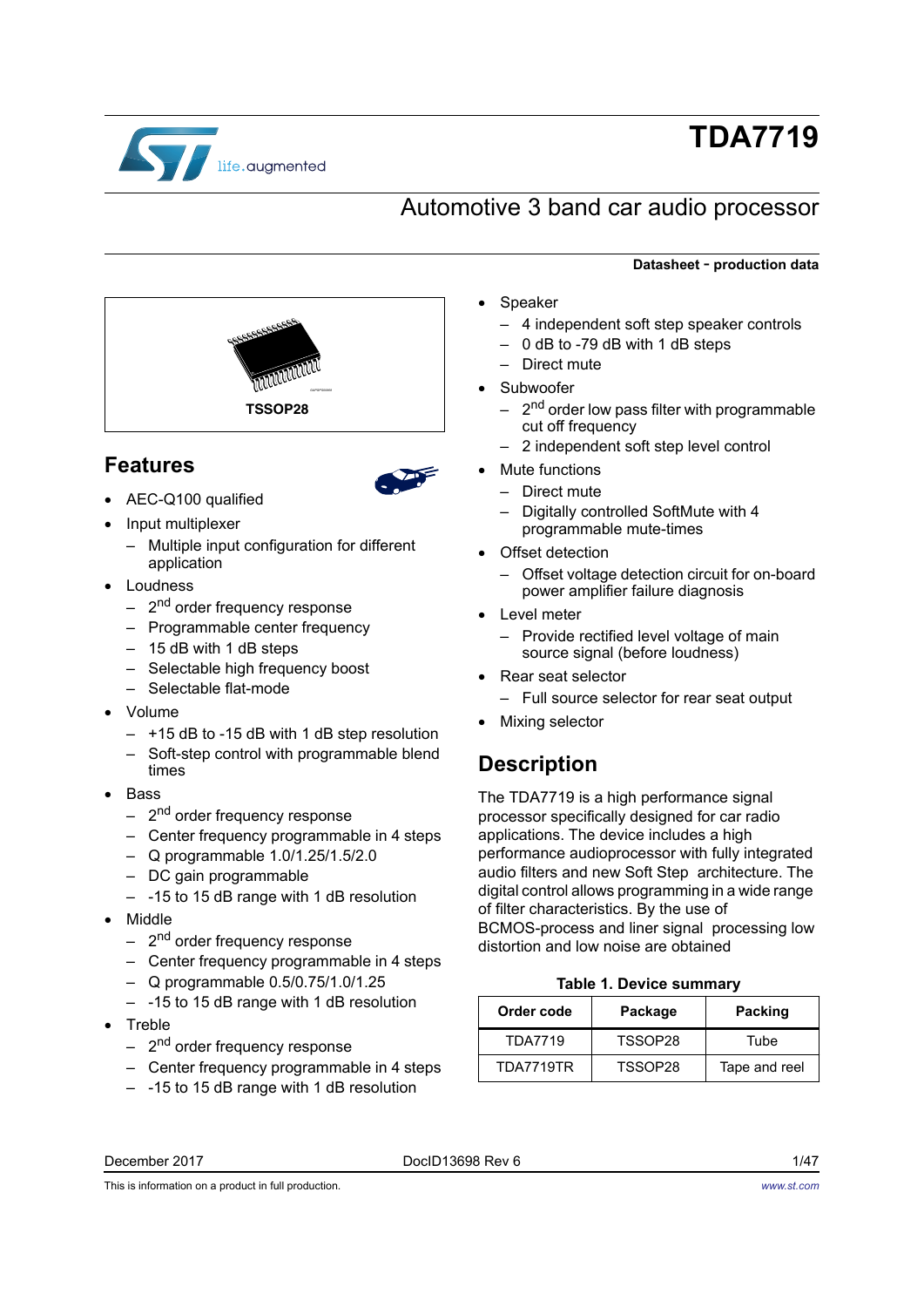# TDA7719

## Automotive 3 band car audio processor

**Datasheet - production data**

TSSOP28

## Features

- AEC-Q100 qualified
- Input multiplexer
  - Multiple input configuration for different application
- Loudness
  - 2nd order frequency response
  - Programmable center frequency
  - 15 dB with 1 dB steps
  - Selectable high frequency boost
  - Selectable flat-mode
- Volume
  - +15 dB to -15 dB with 1 dB step resolution
  - Soft-step control with programmable blend times
- Bass
  - 2nd order frequency response
  - Center frequency programmable in 4 steps
  - Q programmable 1.0/1.25/1.5/2.0
  - DC gain programmable
  - -15 to 15 dB range with 1 dB resolution
- Middle
  - 2nd order frequency response
  - Center frequency programmable in 4 steps
  - Q programmable 0.5/0.75/1.0/1.25
  - -15 to 15 dB range with 1 dB resolution
- Treble
  - 2nd order frequency response
  - Center frequency programmable in 4 steps
  - -15 to 15 dB range with 1 dB resolution
- Speaker
  - 4 independent soft step speaker controls
  - 0 dB to -79 dB with 1 dB steps
  - Direct mute
- Subwoofer
  - 2nd order low pass filter with programmable cut off frequency
  - 2 independent soft step level control
- Mute functions
  - Direct mute
  - Digitally controlled SoftMute with 4 programmable mute-times
- Offset detection
  - Offset voltage detection circuit for on-board power amplifier failure diagnosis
- Level meter
  - Provide rectified level voltage of main source signal (before loudness)
- Rear seat selector
  - Full source selector for rear seat output
- Mixing selector

## Description

The TDA7719 is a high performance signal processor specifically designed for car radio applications. The device includes a high performance audioprocessor with fully integrated audio filters and new Soft Step architecture. The digital control allows programming in a wide range of filter characteristics. By the use of BCMOS-process and liner signal processing low distortion and low noise are obtained

**Table 1. Device summary**

| Order code | Package | Packing |
|---|---|---|
| TDA7719 | TSSOP28 | Tube |
| TDA7719TR | TSSOP28 | Tape and reel |

December 2017 DocID13698 Rev 6

This is information on a product in full production. www.st.com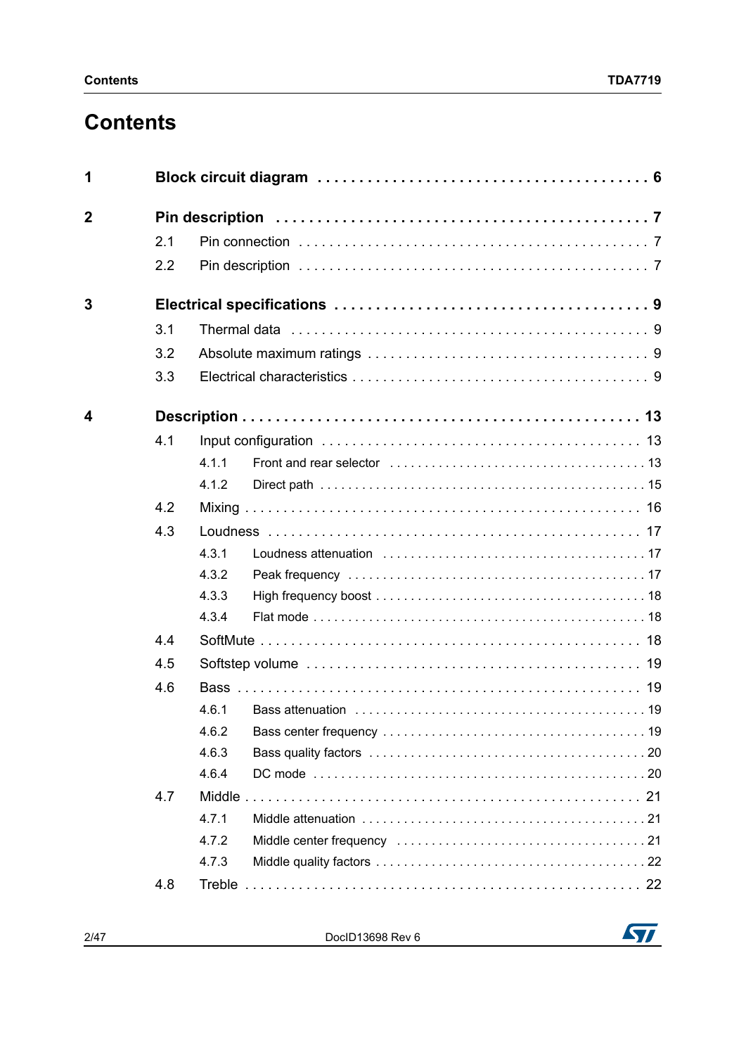# Contents

**1 Block circuit diagram . . . . . . . . . . . . . . . . . . . . . . . . . . . . . . . . . . . . . . 6**

**2 Pin description . . . . . . . . . . . . . . . . . . . . . . . . . . . . . . . . . . . . . . . . . 7**

- 2.1 Pin connection . . . . . . . . . . . . . . . . . . . . . . . . . . . . . . . . . . . . . . . . . . . 7
- 2.2 Pin description . . . . . . . . . . . . . . . . . . . . . . . . . . . . . . . . . . . . . . . . . . . 7

**3 Electrical specifications . . . . . . . . . . . . . . . . . . . . . . . . . . . . . . . . . . . 9**

- 3.1 Thermal data . . . . . . . . . . . . . . . . . . . . . . . . . . . . . . . . . . . . . . . . . . . . 9
- 3.2 Absolute maximum ratings . . . . . . . . . . . . . . . . . . . . . . . . . . . . . . . . . . 9
- 3.3 Electrical characteristics . . . . . . . . . . . . . . . . . . . . . . . . . . . . . . . . . . . . 9

**4 Description . . . . . . . . . . . . . . . . . . . . . . . . . . . . . . . . . . . . . . . . . . . . 13**

- 4.1 Input configuration . . . . . . . . . . . . . . . . . . . . . . . . . . . . . . . . . . . . . . . 13
  - 4.1.1 Front and rear selector . . . . . . . . . . . . . . . . . . . . . . . . . . . . . . . . . . . 13
  - 4.1.2 Direct path . . . . . . . . . . . . . . . . . . . . . . . . . . . . . . . . . . . . . . . . . . . . 15
- 4.2 Mixing . . . . . . . . . . . . . . . . . . . . . . . . . . . . . . . . . . . . . . . . . . . . . . . . 16
- 4.3 Loudness . . . . . . . . . . . . . . . . . . . . . . . . . . . . . . . . . . . . . . . . . . . . . . 17
  - 4.3.1 Loudness attenuation . . . . . . . . . . . . . . . . . . . . . . . . . . . . . . . . . . . . 17
  - 4.3.2 Peak frequency . . . . . . . . . . . . . . . . . . . . . . . . . . . . . . . . . . . . . . . . . 17
  - 4.3.3 High frequency boost . . . . . . . . . . . . . . . . . . . . . . . . . . . . . . . . . . . . 18
  - 4.3.4 Flat mode . . . . . . . . . . . . . . . . . . . . . . . . . . . . . . . . . . . . . . . . . . . . . 18
- 4.4 SoftMute . . . . . . . . . . . . . . . . . . . . . . . . . . . . . . . . . . . . . . . . . . . . . . . 18
- 4.5 Softstep volume . . . . . . . . . . . . . . . . . . . . . . . . . . . . . . . . . . . . . . . . . . 19
- 4.6 Bass . . . . . . . . . . . . . . . . . . . . . . . . . . . . . . . . . . . . . . . . . . . . . . . . . . 19
  - 4.6.1 Bass attenuation . . . . . . . . . . . . . . . . . . . . . . . . . . . . . . . . . . . . . . . . 19
  - 4.6.2 Bass center frequency . . . . . . . . . . . . . . . . . . . . . . . . . . . . . . . . . . . . 19
  - 4.6.3 Bass quality factors . . . . . . . . . . . . . . . . . . . . . . . . . . . . . . . . . . . . . . 20
  - 4.6.4 DC mode . . . . . . . . . . . . . . . . . . . . . . . . . . . . . . . . . . . . . . . . . . . . . 20
- 4.7 Middle . . . . . . . . . . . . . . . . . . . . . . . . . . . . . . . . . . . . . . . . . . . . . . . . 21
  - 4.7.1 Middle attenuation . . . . . . . . . . . . . . . . . . . . . . . . . . . . . . . . . . . . . . 21
  - 4.7.2 Middle center frequency . . . . . . . . . . . . . . . . . . . . . . . . . . . . . . . . . . 21
  - 4.7.3 Middle quality factors . . . . . . . . . . . . . . . . . . . . . . . . . . . . . . . . . . . . 22
- 4.8 Treble . . . . . . . . . . . . . . . . . . . . . . . . . . . . . . . . . . . . . . . . . . . . . . . . 22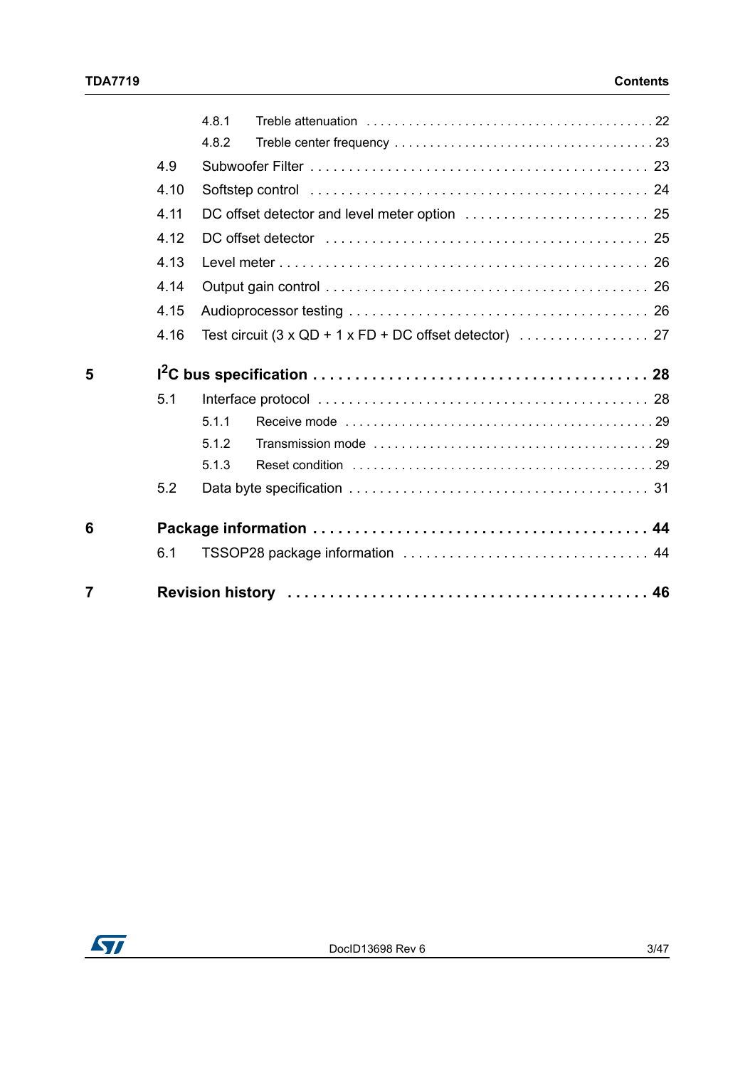| | | | |
|---|---|---|---|
| | 4.8.1 | Treble attenuation | 22 |
| | 4.8.2 | Treble center frequency | 23 |
| 4.9 | | Subwoofer Filter | 23 |
| 4.10 | | Softstep control | 24 |
| 4.11 | | DC offset detector and level meter option | 25 |
| 4.12 | | DC offset detector | 25 |
| 4.13 | | Level meter | 26 |
| 4.14 | | Output gain control | 26 |
| 4.15 | | Audioprocessor testing | 26 |
| 4.16 | | Test circuit (3 x QD + 1 x FD + DC offset detector) | 27 |

**5 $I^2C$ bus specification . . . . . 28**

| | | | |
|---|---|---|---|
| 5.1 | | Interface protocol | 28 |
| | 5.1.1 | Receive mode | 29 |
| | 5.1.2 | Transmission mode | 29 |
| | 5.1.3 | Reset condition | 29 |
| 5.2 | | Data byte specification | 31 |

**6 Package information . . . . . 44**

| | | |
|---|---|---|
| 6.1 | TSSOP28 package information | 44 |

**7 Revision history . . . . . 46**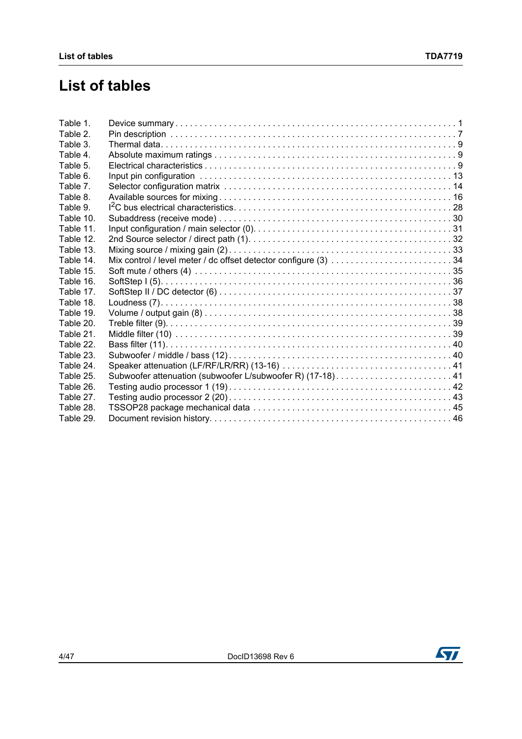# List of tables

Table 1. Device summary . . . . . . . . . . . . . . . . . . . . . . . . . . . . . . . . . . . . . . . . . . . . . . . . . . . . . . . . . . 1
Table 2. Pin description . . . . . . . . . . . . . . . . . . . . . . . . . . . . . . . . . . . . . . . . . . . . . . . . . . . . . . . . . . 7
Table 3. Thermal data. . . . . . . . . . . . . . . . . . . . . . . . . . . . . . . . . . . . . . . . . . . . . . . . . . . . . . . . . . . 9
Table 4. Absolute maximum ratings . . . . . . . . . . . . . . . . . . . . . . . . . . . . . . . . . . . . . . . . . . . . . . . . . 9
Table 5. Electrical characteristics . . . . . . . . . . . . . . . . . . . . . . . . . . . . . . . . . . . . . . . . . . . . . . . . . . 9
Table 6. Input pin configuration . . . . . . . . . . . . . . . . . . . . . . . . . . . . . . . . . . . . . . . . . . . . . . . . . . 13
Table 7. Selector configuration matrix . . . . . . . . . . . . . . . . . . . . . . . . . . . . . . . . . . . . . . . . . . . . . 14
Table 8. Available sources for mixing . . . . . . . . . . . . . . . . . . . . . . . . . . . . . . . . . . . . . . . . . . . . . . 16
Table 9. I$^2$C bus electrical characteristics. . . . . . . . . . . . . . . . . . . . . . . . . . . . . . . . . . . . . . . . . . . 28
Table 10. Subaddress (receive mode) . . . . . . . . . . . . . . . . . . . . . . . . . . . . . . . . . . . . . . . . . . . . . . 30
Table 11. Input configuration / main selector (0). . . . . . . . . . . . . . . . . . . . . . . . . . . . . . . . . . . . . . . 31
Table 12. 2nd Source selector / direct path (1). . . . . . . . . . . . . . . . . . . . . . . . . . . . . . . . . . . . . . . . 32
Table 13. Mixing source / mixing gain (2). . . . . . . . . . . . . . . . . . . . . . . . . . . . . . . . . . . . . . . . . . . . 33
Table 14. Mix control / level meter / dc offset detector configure (3) . . . . . . . . . . . . . . . . . . . . . . . . 34
Table 15. Soft mute / others (4) . . . . . . . . . . . . . . . . . . . . . . . . . . . . . . . . . . . . . . . . . . . . . . . . . . 35
Table 16. SoftStep I (5). . . . . . . . . . . . . . . . . . . . . . . . . . . . . . . . . . . . . . . . . . . . . . . . . . . . . . . . . 36
Table 17. SoftStep II / DC detector (6) . . . . . . . . . . . . . . . . . . . . . . . . . . . . . . . . . . . . . . . . . . . . . . 37
Table 18. Loudness (7). . . . . . . . . . . . . . . . . . . . . . . . . . . . . . . . . . . . . . . . . . . . . . . . . . . . . . . . . . 38
Table 19. Volume / output gain (8) . . . . . . . . . . . . . . . . . . . . . . . . . . . . . . . . . . . . . . . . . . . . . . . . . 38
Table 20. Treble filter (9). . . . . . . . . . . . . . . . . . . . . . . . . . . . . . . . . . . . . . . . . . . . . . . . . . . . . . . . . 39
Table 21. Middle filter (10) . . . . . . . . . . . . . . . . . . . . . . . . . . . . . . . . . . . . . . . . . . . . . . . . . . . . . . . 39
Table 22. Bass filter (11). . . . . . . . . . . . . . . . . . . . . . . . . . . . . . . . . . . . . . . . . . . . . . . . . . . . . . . . . 40
Table 23. Subwoofer / middle / bass (12) . . . . . . . . . . . . . . . . . . . . . . . . . . . . . . . . . . . . . . . . . . . . 40
Table 24. Speaker attenuation (LF/RF/LR/RR) (13-16) . . . . . . . . . . . . . . . . . . . . . . . . . . . . . . . . . . 41
Table 25. Subwoofer attenuation (subwoofer L/subwoofer R) (17-18) . . . . . . . . . . . . . . . . . . . . . . . . 41
Table 26. Testing audio processor 1 (19) . . . . . . . . . . . . . . . . . . . . . . . . . . . . . . . . . . . . . . . . . . . . 42
Table 27. Testing audio processor 2 (20) . . . . . . . . . . . . . . . . . . . . . . . . . . . . . . . . . . . . . . . . . . . . 43
Table 28. TSSOP28 package mechanical data . . . . . . . . . . . . . . . . . . . . . . . . . . . . . . . . . . . . . . . . 45
Table 29. Document revision history. . . . . . . . . . . . . . . . . . . . . . . . . . . . . . . . . . . . . . . . . . . . . . . . 46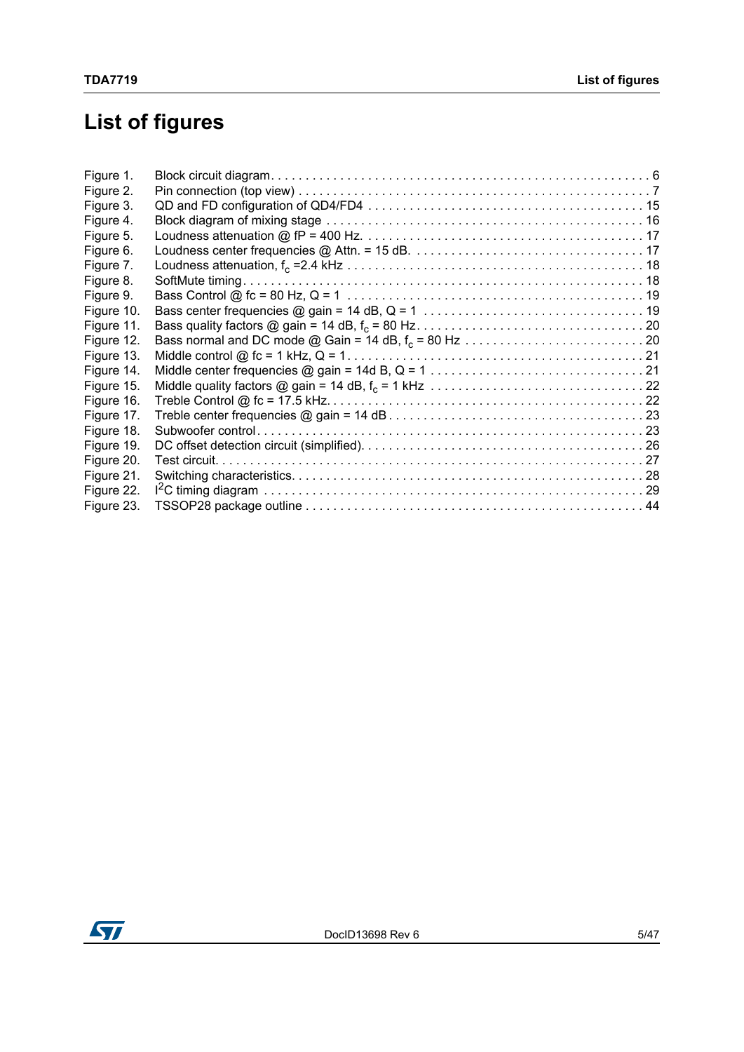# List of figures

Figure 1. Block circuit diagram . . . . . . . . . . . . . . . . . . . . . . . . . . . . . . . . . . . . . . . . . . . . . . . . . . . . . . 6
Figure 2. Pin connection (top view) . . . . . . . . . . . . . . . . . . . . . . . . . . . . . . . . . . . . . . . . . . . . . . . . . . . 7
Figure 3. QD and FD configuration of QD4/FD4 . . . . . . . . . . . . . . . . . . . . . . . . . . . . . . . . . . . . . . . . 15
Figure 4. Block diagram of mixing stage . . . . . . . . . . . . . . . . . . . . . . . . . . . . . . . . . . . . . . . . . . . . . . 16
Figure 5. Loudness attenuation @ fP = 400 Hz. . . . . . . . . . . . . . . . . . . . . . . . . . . . . . . . . . . . . . . . . . 17
Figure 6. Loudness center frequencies @ Attn. = 15 dB. . . . . . . . . . . . . . . . . . . . . . . . . . . . . . . . . . . 17
Figure 7. Loudness attenuation, $f_c$ =2.4 kHz . . . . . . . . . . . . . . . . . . . . . . . . . . . . . . . . . . . . . . . . . . 18
Figure 8. SoftMute timing . . . . . . . . . . . . . . . . . . . . . . . . . . . . . . . . . . . . . . . . . . . . . . . . . . . . . . . . . 18
Figure 9. Bass Control @ fc = 80 Hz, Q = 1 . . . . . . . . . . . . . . . . . . . . . . . . . . . . . . . . . . . . . . . . . . . 19
Figure 10. Bass center frequencies @ gain = 14 dB, Q = 1 . . . . . . . . . . . . . . . . . . . . . . . . . . . . . . . . 19
Figure 11. Bass quality factors @ gain = 14 dB, $f_c$ = 80 Hz. . . . . . . . . . . . . . . . . . . . . . . . . . . . . . . . . . 20
Figure 12. Bass normal and DC mode @ Gain = 14 dB, $f_c$ = 80 Hz . . . . . . . . . . . . . . . . . . . . . . . . . . 20
Figure 13. Middle control @ fc = 1 kHz, Q = 1. . . . . . . . . . . . . . . . . . . . . . . . . . . . . . . . . . . . . . . . . . . 21
Figure 14. Middle center frequencies @ gain = 14d B, Q = 1 . . . . . . . . . . . . . . . . . . . . . . . . . . . . . . . 21
Figure 15. Middle quality factors @ gain = 14 dB, $f_c$ = 1 kHz . . . . . . . . . . . . . . . . . . . . . . . . . . . . . . . 22
Figure 16. Treble Control @ fc = 17.5 kHz. . . . . . . . . . . . . . . . . . . . . . . . . . . . . . . . . . . . . . . . . . . . . . 22
Figure 17. Treble center frequencies @ gain = 14 dB . . . . . . . . . . . . . . . . . . . . . . . . . . . . . . . . . . . . . 23
Figure 18. Subwoofer control . . . . . . . . . . . . . . . . . . . . . . . . . . . . . . . . . . . . . . . . . . . . . . . . . . . . . . . 23
Figure 19. DC offset detection circuit (simplified). . . . . . . . . . . . . . . . . . . . . . . . . . . . . . . . . . . . . . . . . 26
Figure 20. Test circuit. . . . . . . . . . . . . . . . . . . . . . . . . . . . . . . . . . . . . . . . . . . . . . . . . . . . . . . . . . . . . 27
Figure 21. Switching characteristics. . . . . . . . . . . . . . . . . . . . . . . . . . . . . . . . . . . . . . . . . . . . . . . . . . . 28
Figure 22. $I^2C$ timing diagram . . . . . . . . . . . . . . . . . . . . . . . . . . . . . . . . . . . . . . . . . . . . . . . . . . . . . 29
Figure 23. TSSOP28 package outline . . . . . . . . . . . . . . . . . . . . . . . . . . . . . . . . . . . . . . . . . . . . . . . . . 44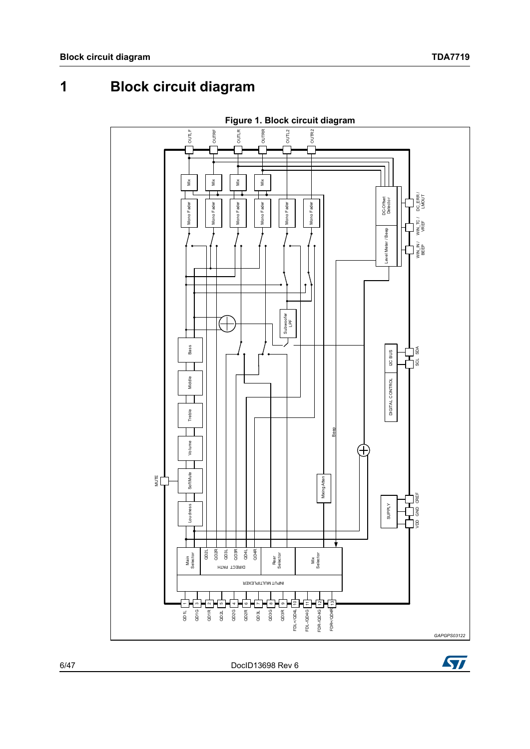# 1 Block circuit diagram

**Figure 1. Block circuit diagram**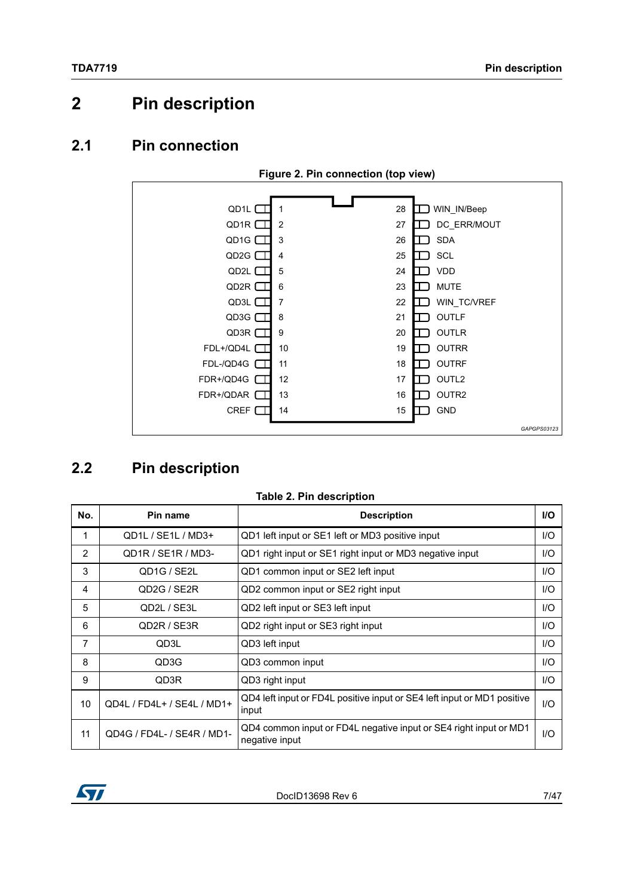# 2 Pin description

## 2.1 Pin connection

**Figure 2. Pin connection (top view)**

| Pin name | No. | No. | Pin name |
|---|---|---|---|
| QD1L | 1 | 28 | WIN_IN/Beep |
| QD1R | 2 | 27 | DC_ERR/MOUT |
| QD1G | 3 | 26 | SDA |
| QD2G | 4 | 25 | SCL |
| QD2L | 5 | 24 | VDD |
| QD2R | 6 | 23 | MUTE |
| QD3L | 7 | 22 | WIN_TC/VREF |
| QD3G | 8 | 21 | OUTLF |
| QD3R | 9 | 20 | OUTLR |
| FDL+/QD4L | 10 | 19 | OUTRR |
| FDL-/QD4G | 11 | 18 | OUTRF |
| FDR+/QD4G | 12 | 17 | OUTL2 |
| FDR+/QDAR | 13 | 16 | OUTR2 |
| CREF | 14 | 15 | GND |

GAPGPS03123

## 2.2 Pin description

**Table 2. Pin description**

| No. | Pin name | Description | I/O |
|---|---|---|---|
| 1 | QD1L / SE1L / MD3+ | QD1 left input or SE1 left or MD3 positive input | I/O |
| 2 | QD1R / SE1R / MD3- | QD1 right input or SE1 right input or MD3 negative input | I/O |
| 3 | QD1G / SE2L | QD1 common input or SE2 left input | I/O |
| 4 | QD2G / SE2R | QD2 common input or SE2 right input | I/O |
| 5 | QD2L / SE3L | QD2 left input or SE3 left input | I/O |
| 6 | QD2R / SE3R | QD2 right input or SE3 right input | I/O |
| 7 | QD3L | QD3 left input | I/O |
| 8 | QD3G | QD3 common input | I/O |
| 9 | QD3R | QD3 right input | I/O |
| 10 | QD4L / FD4L+ / SE4L / MD1+ | QD4 left input or FD4L positive input or SE4 left input or MD1 positive input | I/O |
| 11 | QD4G / FD4L- / SE4R / MD1- | QD4 common input or FD4L negative input or SE4 right input or MD1 negative input | I/O |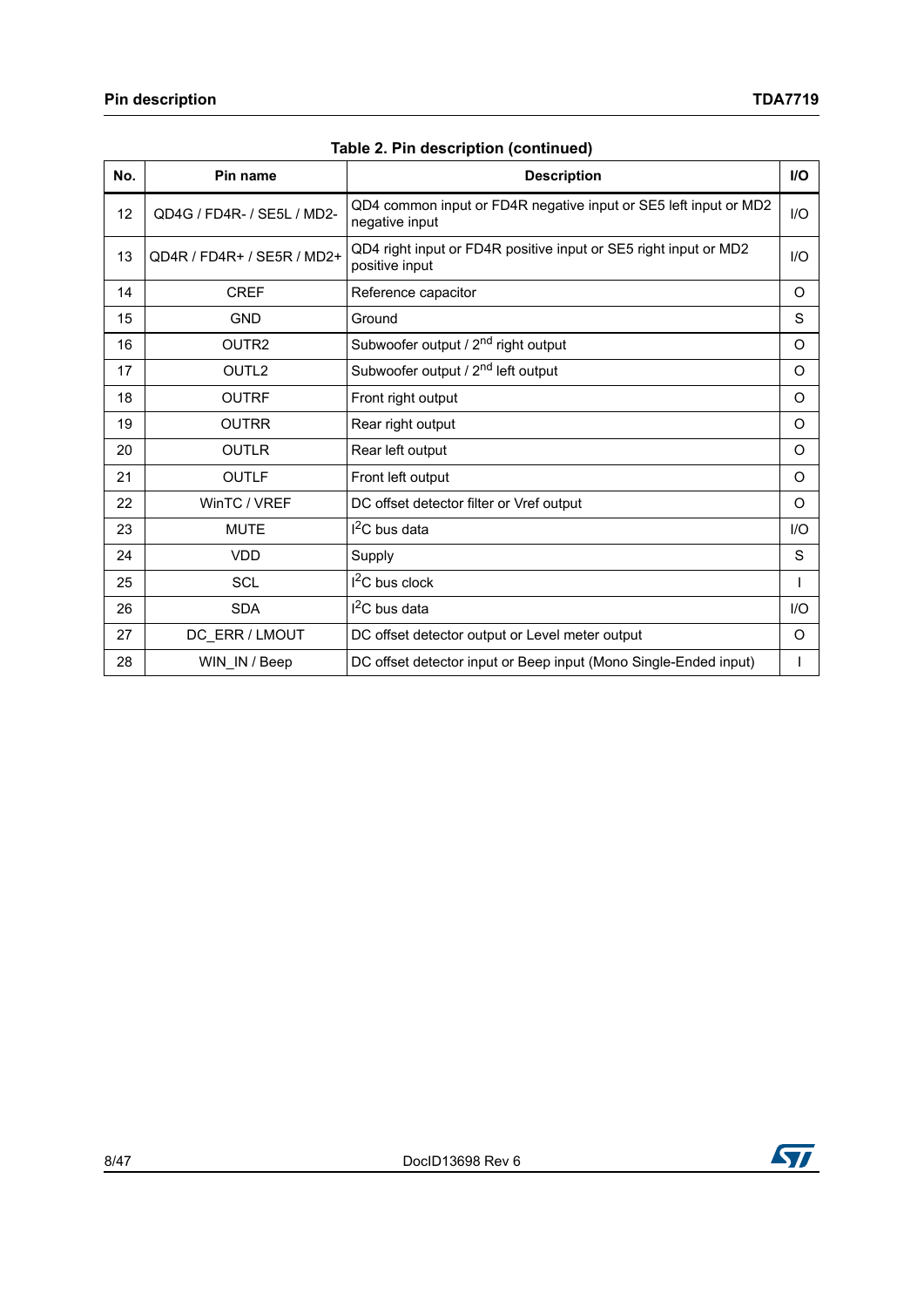**Table 2. Pin description (continued)**

| No. | Pin name | Description | I/O |
|---|---|---|---|
| 12 | QD4G / FD4R- / SE5L / MD2- | QD4 common input or FD4R negative input or SE5 left input or MD2 negative input | I/O |
| 13 | QD4R / FD4R+ / SE5R / MD2+ | QD4 right input or FD4R positive input or SE5 right input or MD2 positive input | I/O |
| 14 | CREF | Reference capacitor | O |
| 15 | GND | Ground | S |
| 16 | OUTR2 | Subwoofer output / 2$^{nd}$ right output | O |
| 17 | OUTL2 | Subwoofer output / 2$^{nd}$ left output | O |
| 18 | OUTRF | Front right output | O |
| 19 | OUTRR | Rear right output | O |
| 20 | OUTLR | Rear left output | O |
| 21 | OUTLF | Front left output | O |
| 22 | WinTC / VREF | DC offset detector filter or Vref output | O |
| 23 | MUTE | I$^2$C bus data | I/O |
| 24 | VDD | Supply | S |
| 25 | SCL | I$^2$C bus clock | I |
| 26 | SDA | I$^2$C bus data | I/O |
| 27 | DC_ERR / LMOUT | DC offset detector output or Level meter output | O |
| 28 | WIN_IN / Beep | DC offset detector input or Beep input (Mono Single-Ended input) | I |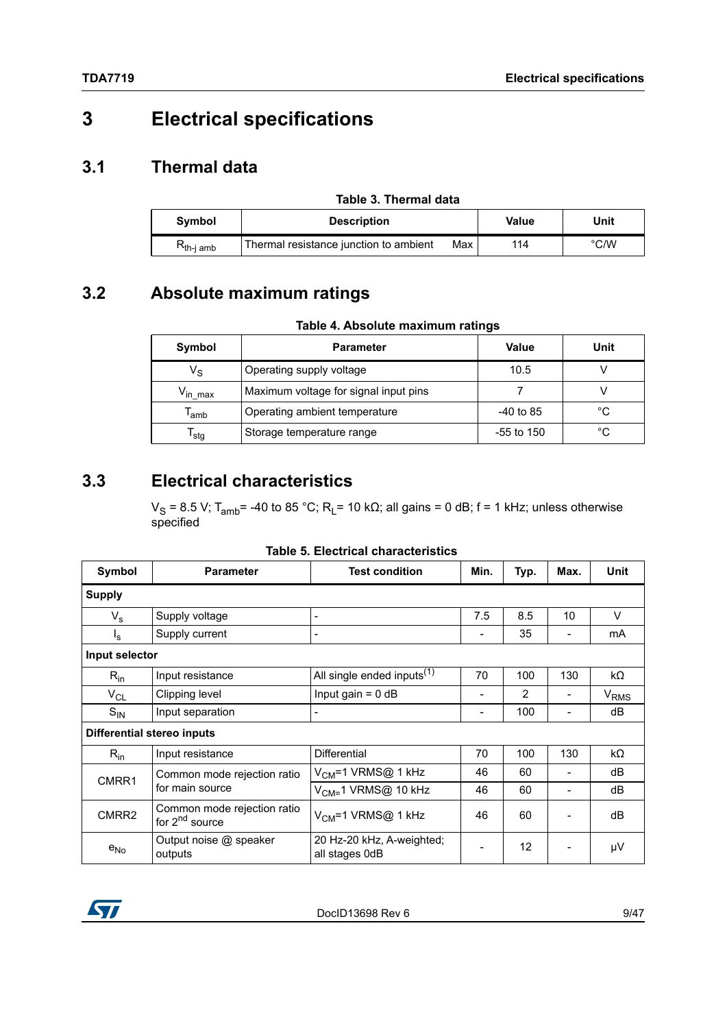# 3 Electrical specifications

## 3.1 Thermal data

**Table 3. Thermal data**

| Symbol | Description | | Value | Unit |
|---|---|---|---|---|
| $R_{th\text{-}j\ amb}$ | Thermal resistance junction to ambient | Max | 114 | °C/W |

## 3.2 Absolute maximum ratings

**Table 4. Absolute maximum ratings**

| Symbol | Parameter | Value | Unit |
|---|---|---|---|
| $V_S$ | Operating supply voltage | 10.5 | V |
| $V_{in\_max}$ | Maximum voltage for signal input pins | 7 | V |
| $T_{amb}$ | Operating ambient temperature | -40 to 85 | °C |
| $T_{stg}$ | Storage temperature range | -55 to 150 | °C |

## 3.3 Electrical characteristics

$V_S$ = 8.5 V; $T_{amb}$= -40 to 85 °C; $R_L$= 10 kΩ; all gains = 0 dB; f = 1 kHz; unless otherwise specified

**Table 5. Electrical characteristics**

| Symbol | Parameter | Test condition | Min. | Typ. | Max. | Unit |
|---|---|---|---|---|---|---|
| **Supply** | | | | | | |
| $V_s$ | Supply voltage | - | 7.5 | 8.5 | 10 | V |
| $I_s$ | Supply current | - | - | 35 | - | mA |
| **Input selector** | | | | | | |
| $R_{in}$ | Input resistance | All single ended inputs[1] | 70 | 100 | 130 | kΩ |
| $V_{CL}$ | Clipping level | Input gain = 0 dB | - | 2 | - | $V_{RMS}$ |
| $S_{IN}$ | Input separation | - | - | 100 | - | dB |
| **Differential stereo inputs** | | | | | | |
| $R_{in}$ | Input resistance | Differential | 70 | 100 | 130 | kΩ |
| CMRR1 | Common mode rejection ratio for main source | $V_{CM}$=1 VRMS@ 1 kHz | 46 | 60 | - | dB |
| | | $V_{CM}$=1 VRMS@ 10 kHz | 46 | 60 | - | dB |
| CMRR2 | Common mode rejection ratio for 2nd source | $V_{CM}$=1 VRMS@ 1 kHz | 46 | 60 | - | dB |
| $e_{No}$ | Output noise @ speaker outputs | 20 Hz-20 kHz, A-weighted; all stages 0dB | - | 12 | - | µV |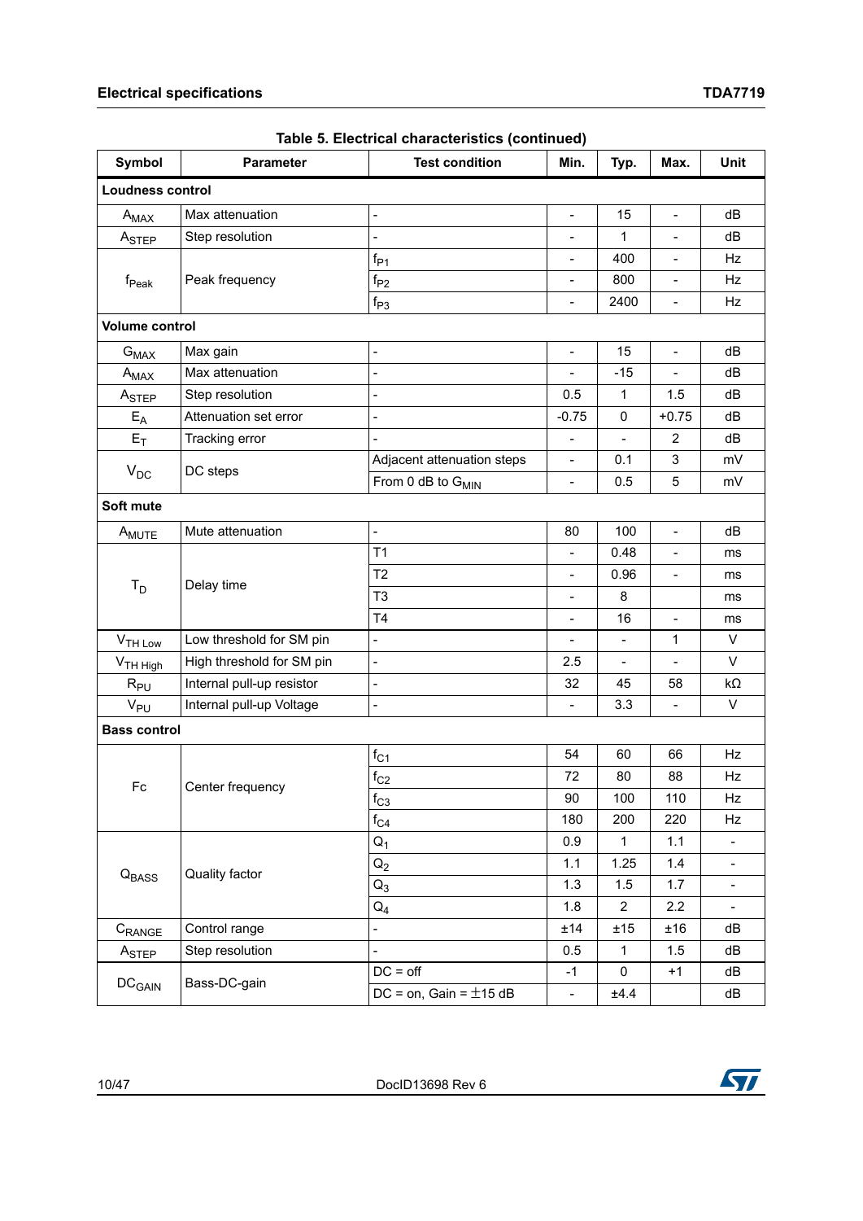**Table 5. Electrical characteristics (continued)**

| Symbol | Parameter | Test condition | Min. | Typ. | Max. | Unit |
|---|---|---|---|---|---|---|
| **Loudness control** | | | | | | |
| $A_{MAX}$ | Max attenuation | - | - | 15 | - | dB |
| $A_{STEP}$ | Step resolution | - | - | 1 | - | dB |
| $f_{Peak}$ | Peak frequency | $f_{P1}$ | - | 400 | - | Hz |
| | | $f_{P2}$ | - | 800 | - | Hz |
| | | $f_{P3}$ | - | 2400 | - | Hz |
| **Volume control** | | | | | | |
| $G_{MAX}$ | Max gain | - | - | 15 | - | dB |
| $A_{MAX}$ | Max attenuation | - | - | -15 | - | dB |
| $A_{STEP}$ | Step resolution | - | 0.5 | 1 | 1.5 | dB |
| $E_A$ | Attenuation set error | - | -0.75 | 0 | +0.75 | dB |
| $E_T$ | Tracking error | - | - | - | 2 | dB |
| $V_{DC}$ | DC steps | Adjacent attenuation steps | - | 0.1 | 3 | mV |
| | | From 0 dB to $G_{MIN}$ | - | 0.5 | 5 | mV |
| **Soft mute** | | | | | | |
| $A_{MUTE}$ | Mute attenuation | - | 80 | 100 | - | dB |
| $T_D$ | Delay time | T1 | - | 0.48 | - | ms |
| | | T2 | - | 0.96 | - | ms |
| | | T3 | - | 8 | | ms |
| | | T4 | - | 16 | - | ms |
| $V_{TH\ Low}$ | Low threshold for SM pin | - | - | - | 1 | V |
| $V_{TH\ High}$ | High threshold for SM pin | - | 2.5 | - | - | V |
| $R_{PU}$ | Internal pull-up resistor | - | 32 | 45 | 58 | kΩ |
| $V_{PU}$ | Internal pull-up Voltage | - | - | 3.3 | - | V |
| **Bass control** | | | | | | |
| Fc | Center frequency | $f_{C1}$ | 54 | 60 | 66 | Hz |
| | | $f_{C2}$ | 72 | 80 | 88 | Hz |
| | | $f_{C3}$ | 90 | 100 | 110 | Hz |
| | | $f_{C4}$ | 180 | 200 | 220 | Hz |
| $Q_{BASS}$ | Quality factor | $Q_1$ | 0.9 | 1 | 1.1 | - |
| | | $Q_2$ | 1.1 | 1.25 | 1.4 | - |
| | | $Q_3$ | 1.3 | 1.5 | 1.7 | - |
| | | $Q_4$ | 1.8 | 2 | 2.2 | - |
| $C_{RANGE}$ | Control range | - | ±14 | ±15 | ±16 | dB |
| $A_{STEP}$ | Step resolution | - | 0.5 | 1 | 1.5 | dB |
| $DC_{GAIN}$ | Bass-DC-gain | DC = off | -1 | 0 | +1 | dB |
| | | DC = on, Gain = ±15 dB | - | ±4.4 | | dB |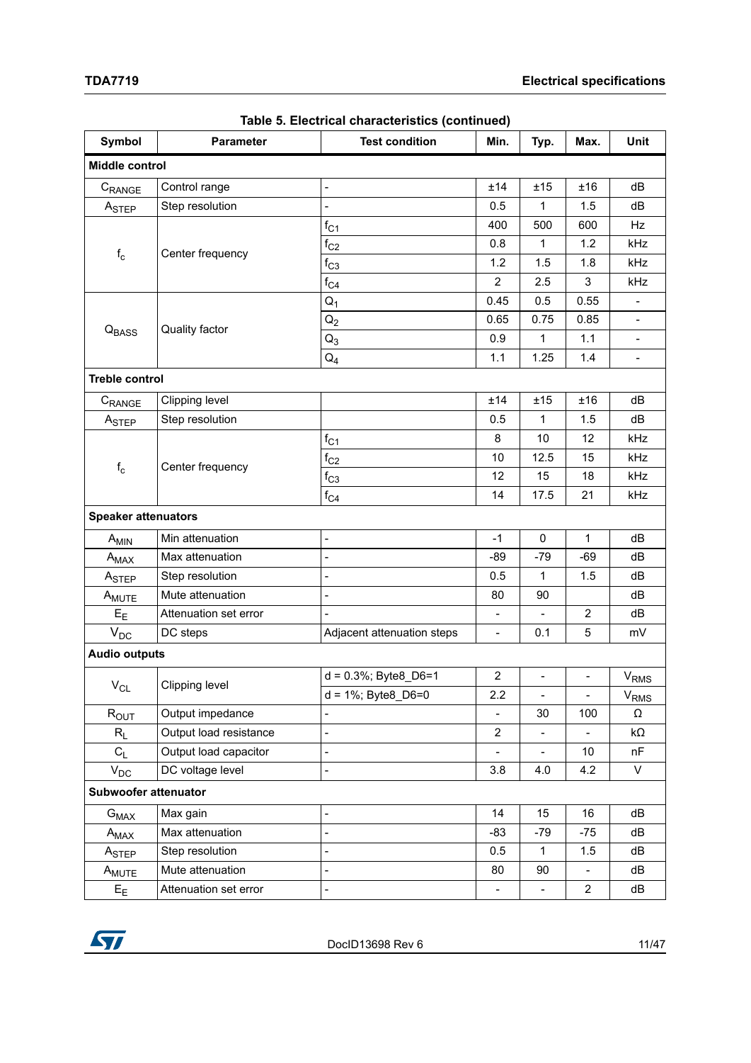Table 5. Electrical characteristics (continued)

| Symbol | Parameter | Test condition | Min. | Typ. | Max. | Unit |
|---|---|---|---|---|---|---|
| **Middle control** | | | | | | |
| $C_{RANGE}$ | Control range | - | ±14 | ±15 | ±16 | dB |
| $A_{STEP}$ | Step resolution | - | 0.5 | 1 | 1.5 | dB |
| $f_c$ | Center frequency | $f_{C1}$ | 400 | 500 | 600 | Hz |
| | | $f_{C2}$ | 0.8 | 1 | 1.2 | kHz |
| | | $f_{C3}$ | 1.2 | 1.5 | 1.8 | kHz |
| | | $f_{C4}$ | 2 | 2.5 | 3 | kHz |
| $Q_{BASS}$ | Quality factor | $Q_1$ | 0.45 | 0.5 | 0.55 | - |
| | | $Q_2$ | 0.65 | 0.75 | 0.85 | - |
| | | $Q_3$ | 0.9 | 1 | 1.1 | - |
| | | $Q_4$ | 1.1 | 1.25 | 1.4 | - |
| **Treble control** | | | | | | |
| $C_{RANGE}$ | Clipping level | | ±14 | ±15 | ±16 | dB |
| $A_{STEP}$ | Step resolution | | 0.5 | 1 | 1.5 | dB |
| $f_c$ | Center frequency | $f_{C1}$ | 8 | 10 | 12 | kHz |
| | | $f_{C2}$ | 10 | 12.5 | 15 | kHz |
| | | $f_{C3}$ | 12 | 15 | 18 | kHz |
| | | $f_{C4}$ | 14 | 17.5 | 21 | kHz |
| **Speaker attenuators** | | | | | | |
| $A_{MIN}$ | Min attenuation | - | -1 | 0 | 1 | dB |
| $A_{MAX}$ | Max attenuation | - | -89 | -79 | -69 | dB |
| $A_{STEP}$ | Step resolution | - | 0.5 | 1 | 1.5 | dB |
| $A_{MUTE}$ | Mute attenuation | - | 80 | 90 | | dB |
| $E_E$ | Attenuation set error | - | - | - | 2 | dB |
| $V_{DC}$ | DC steps | Adjacent attenuation steps | - | 0.1 | 5 | mV |
| **Audio outputs** | | | | | | |
| $V_{CL}$ | Clipping level | d = 0.3%; Byte8_D6=1 | 2 | - | - | $V_{RMS}$ |
| | | d = 1%; Byte8_D6=0 | 2.2 | - | - | $V_{RMS}$ |
| $R_{OUT}$ | Output impedance | - | - | 30 | 100 | Ω |
| $R_L$ | Output load resistance | - | 2 | - | - | kΩ |
| $C_L$ | Output load capacitor | - | - | - | 10 | nF |
| $V_{DC}$ | DC voltage level | - | 3.8 | 4.0 | 4.2 | V |
| **Subwoofer attenuator** | | | | | | |
| $G_{MAX}$ | Max gain | - | 14 | 15 | 16 | dB |
| $A_{MAX}$ | Max attenuation | - | -83 | -79 | -75 | dB |
| $A_{STEP}$ | Step resolution | - | 0.5 | 1 | 1.5 | dB |
| $A_{MUTE}$ | Mute attenuation | - | 80 | 90 | - | dB |
| $E_E$ | Attenuation set error | - | - | - | 2 | dB |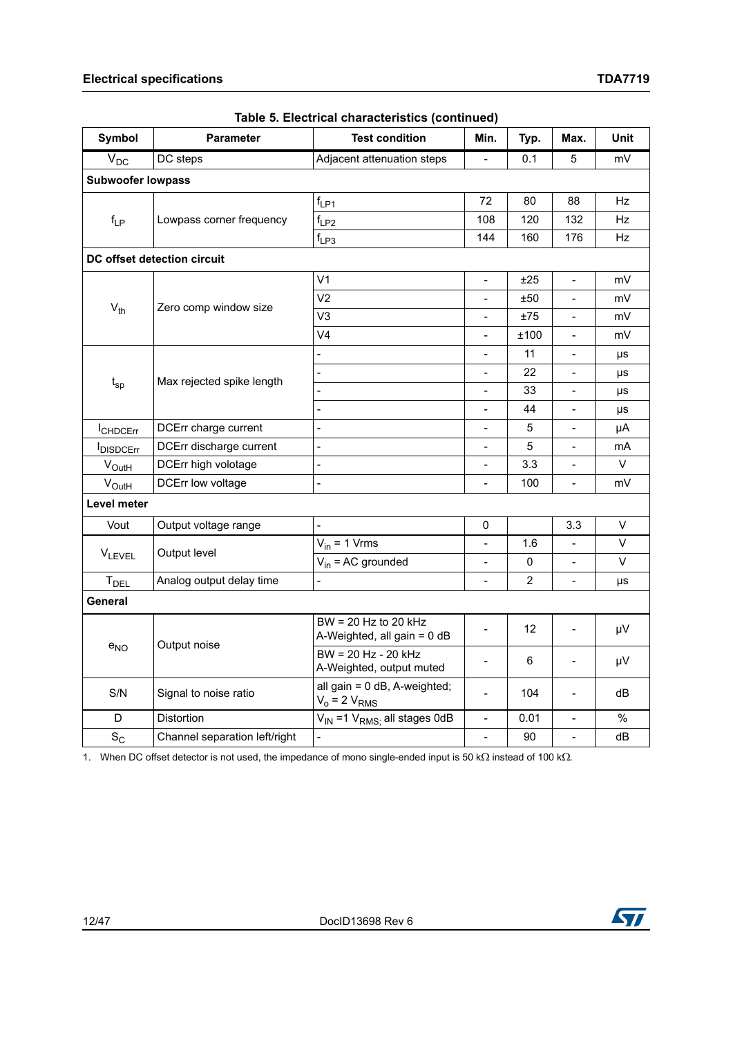Table 5. Electrical characteristics (continued)

| Symbol | Parameter | Test condition | Min. | Typ. | Max. | Unit |
|---|---|---|---|---|---|---|
| $V_{DC}$ | DC steps | Adjacent attenuation steps | - | 0.1 | 5 | mV |
| **Subwoofer lowpass** | | | | | | |
| $f_{LP}$ | Lowpass corner frequency | $f_{LP1}$ | 72 | 80 | 88 | Hz |
| | | $f_{LP2}$ | 108 | 120 | 132 | Hz |
| | | $f_{LP3}$ | 144 | 160 | 176 | Hz |
| **DC offset detection circuit** | | | | | | |
| $V_{th}$ | Zero comp window size | V1 | - | ±25 | - | mV |
| | | V2 | - | ±50 | - | mV |
| | | V3 | - | ±75 | - | mV |
| | | V4 | - | ±100 | - | mV |
| $t_{sp}$ | Max rejected spike length | - | - | 11 | - | µs |
| | | - | - | 22 | - | µs |
| | | - | - | 33 | - | µs |
| | | - | - | 44 | - | µs |
| $I_{CHDCErr}$ | DCErr charge current | - | - | 5 | - | µA |
| $I_{DISDCErr}$ | DCErr discharge current | - | - | 5 | - | mA |
| $V_{OutH}$ | DCErr high volotage | - | - | 3.3 | - | V |
| $V_{OutH}$ | DCErr low voltage | - | - | 100 | - | mV |
| **Level meter** | | | | | | |
| Vout | Output voltage range | - | 0 | | 3.3 | V |
| $V_{LEVEL}$ | Output level | $V_{in}$ = 1 Vrms | - | 1.6 | - | V |
| | | $V_{in}$ = AC grounded | - | 0 | - | V |
| $T_{DEL}$ | Analog output delay time | - | - | 2 | - | µs |
| **General** | | | | | | |
| $e_{NO}$ | Output noise | BW = 20 Hz to 20 kHz A-Weighted, all gain = 0 dB | - | 12 | - | µV |
| | | BW = 20 Hz - 20 kHz A-Weighted, output muted | - | 6 | - | µV |
| S/N | Signal to noise ratio | all gain = 0 dB, A-weighted; $V_o$ = 2 $V_{RMS}$ | - | 104 | - | dB |
| D | Distortion | $V_{IN}$ =1 $V_{RMS;}$ all stages 0dB | - | 0.01 | - | % |
| $S_C$ | Channel separation left/right | - | - | 90 | - | dB |

1. When DC offset detector is not used, the impedance of mono single-ended input is 50 kΩ instead of 100 kΩ.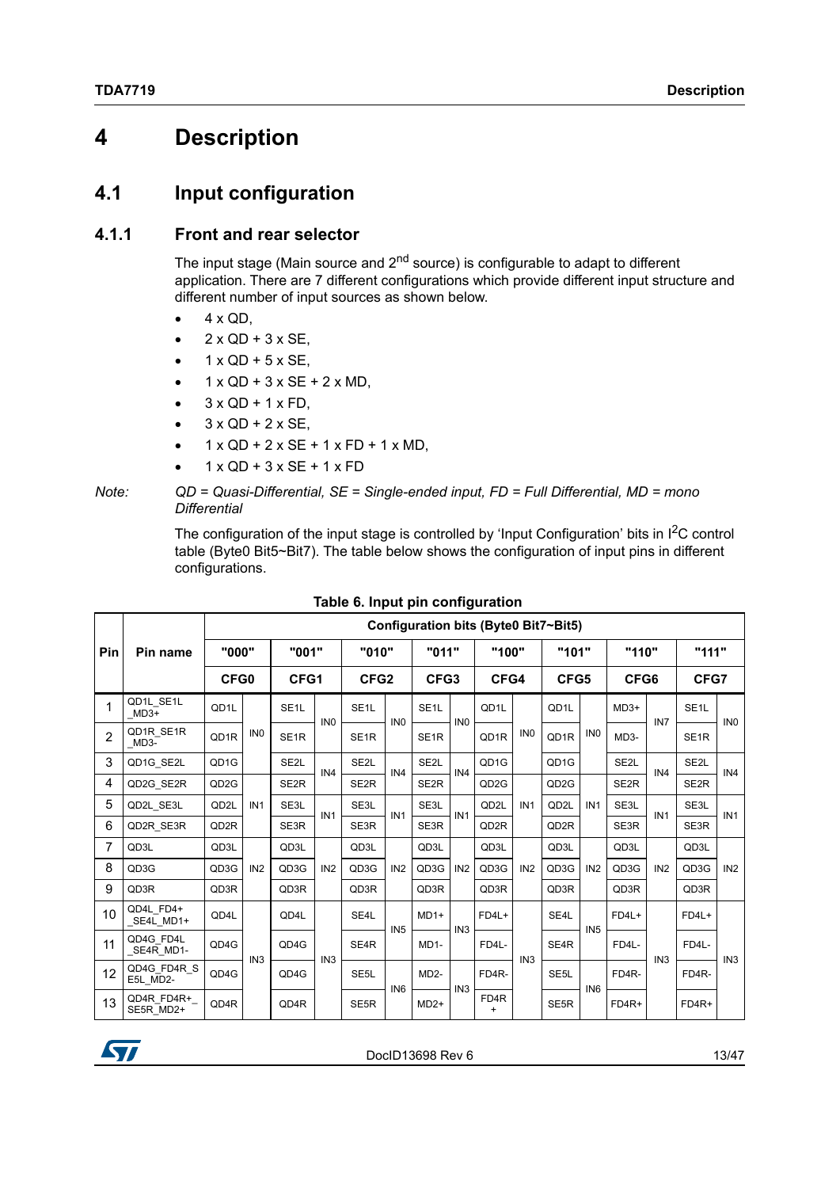# 4 Description

## 4.1 Input configuration

### 4.1.1 Front and rear selector

The input stage (Main source and 2nd source) is configurable to adapt to different application. There are 7 different configurations which provide different input structure and different number of input sources as shown below.

- 4 x QD,
- 2 x QD + 3 x SE,
- 1 x QD + 5 x SE,
- 1 x QD + 3 x SE + 2 x MD,
- 3 x QD + 1 x FD,
- 3 x QD + 2 x SE,
- 1 x QD + 2 x SE + 1 x FD + 1 x MD,
- 1 x QD + 3 x SE + 1 x FD

*Note: QD = Quasi-Differential, SE = Single-ended input, FD = Full Differential, MD = mono Differential*

The configuration of the input stage is controlled by 'Input Configuration' bits in I$^2$C control table (Byte0 Bit5~Bit7). The table below shows the configuration of input pins in different configurations.

**Table 6. Input pin configuration**

| Pin | Pin name | Configuration bits (Byte0 Bit7~Bit5) | | | | | | | | | | | | | | | |
|---|---|---|---|---|---|---|---|---|---|---|---|---|---|---|---|---|---|
| | | "000" | | "001" | | "010" | | "011" | | "100" | | "101" | | "110" | | "111" | |
| | | CFG0 | | CFG1 | | CFG2 | | CFG3 | | CFG4 | | CFG5 | | CFG6 | | CFG7 | |
| 1 | QD1L_SE1L_MD3+ | QD1L | IN0 | SE1L | IN0 | SE1L | IN0 | SE1L | IN0 | QD1L | IN0 | QD1L | IN0 | MD3+ | IN7 | SE1L | IN0 |
| 2 | QD1R_SE1R_MD3- | QD1R | | SE1R | | SE1R | | SE1R | | QD1R | | QD1R | | MD3- | | SE1R | |
| 3 | QD1G_SE2L | QD1G | IN1 | SE2L | IN4 | SE2L | IN4 | SE2L | IN4 | QD1G | IN1 | QD1G | IN1 | SE2L | IN4 | SE2L | IN4 |
| 4 | QD2G_SE2R | QD2G | | SE2R | | SE2R | | SE2R | | QD2G | | QD2G | | SE2R | | SE2R | |
| 5 | QD2L_SE3L | QD2L | | SE3L | IN1 | SE3L | IN1 | SE3L | IN1 | QD2L | | QD2L | | SE3L | IN1 | SE3L | IN1 |
| 6 | QD2R_SE3R | QD2R | | SE3R | | SE3R | | SE3R | | QD2R | | QD2R | | SE3R | | SE3R | |
| 7 | QD3L | QD3L | IN2 | QD3L | IN2 | QD3L | IN2 | QD3L | IN2 | QD3L | IN2 | QD3L | IN2 | QD3L | IN2 | QD3L | IN2 |
| 8 | QD3G | QD3G | | QD3G | | QD3G | | QD3G | | QD3G | | QD3G | | QD3G | | QD3G | |
| 9 | QD3R | QD3R | | QD3R | | QD3R | | QD3R | | QD3R | | QD3R | | QD3R | | QD3R | |
| 10 | QD4L_FD4+_SE4L_MD1+ | QD4L | IN3 | QD4L | IN3 | SE4L | IN5 | MD1+ | IN3 | FD4L+ | IN3 | SE4L | IN5 | FD4L+ | IN3 | FD4L+ | IN3 |
| 11 | QD4G_FD4L_SE4R_MD1- | QD4G | | QD4G | | SE4R | | MD1- | | FD4L- | | SE4R | | FD4L- | | FD4L- | |
| 12 | QD4G_FD4R_SE5L_MD2- | QD4G | | QD4G | | SE5L | IN6 | MD2- | IN3 | FD4R- | | SE5L | IN6 | FD4R- | | FD4R- | |
| 13 | QD4R_FD4R+_SE5R_MD2+ | QD4R | | QD4R | | SE5R | | MD2+ | | FD4R+ | | SE5R | | FD4R+ | | FD4R+ | |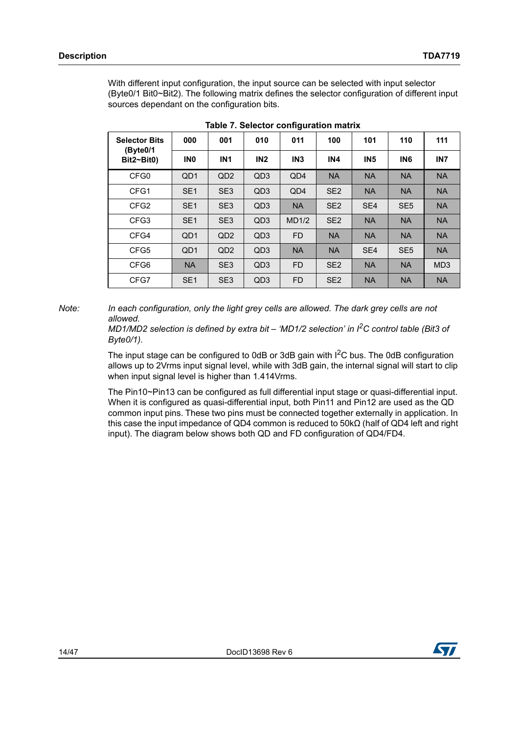With different input configuration, the input source can be selected with input selector (Byte0/1 Bit0~Bit2). The following matrix defines the selector configuration of different input sources dependant on the configuration bits.

**Table 7. Selector configuration matrix**

| Selector Bits (Byte0/1 Bit2~Bit0) | 000 | 001 | 010 | 011 | 100 | 101 | 110 | 111 |
|---|---|---|---|---|---|---|---|---|
| | IN0 | IN1 | IN2 | IN3 | IN4 | IN5 | IN6 | IN7 |
| CFG0 | QD1 | QD2 | QD3 | QD4 | NA | NA | NA | NA |
| CFG1 | SE1 | SE3 | QD3 | QD4 | SE2 | NA | NA | NA |
| CFG2 | SE1 | SE3 | QD3 | NA | SE2 | SE4 | SE5 | NA |
| CFG3 | SE1 | SE3 | QD3 | MD1/2 | SE2 | NA | NA | NA |
| CFG4 | QD1 | QD2 | QD3 | FD | NA | NA | NA | NA |
| CFG5 | QD1 | QD2 | QD3 | NA | NA | SE4 | SE5 | NA |
| CFG6 | NA | SE3 | QD3 | FD | SE2 | NA | NA | MD3 |
| CFG7 | SE1 | SE3 | QD3 | FD | SE2 | NA | NA | NA |

Note: *In each configuration, only the light grey cells are allowed. The dark grey cells are not allowed.*
*MD1/MD2 selection is defined by extra bit – 'MD1/2 selection' in $I^2C$ control table (Bit3 of Byte0/1).*

The input stage can be configured to 0dB or 3dB gain with $I^2C$ bus. The 0dB configuration allows up to 2Vrms input signal level, while with 3dB gain, the internal signal will start to clip when input signal level is higher than 1.414Vrms.

The Pin10~Pin13 can be configured as full differential input stage or quasi-differential input. When it is configured as quasi-differential input, both Pin11 and Pin12 are used as the QD common input pins. These two pins must be connected together externally in application. In this case the input impedance of QD4 common is reduced to 50kΩ (half of QD4 left and right input). The diagram below shows both QD and FD configuration of QD4/FD4.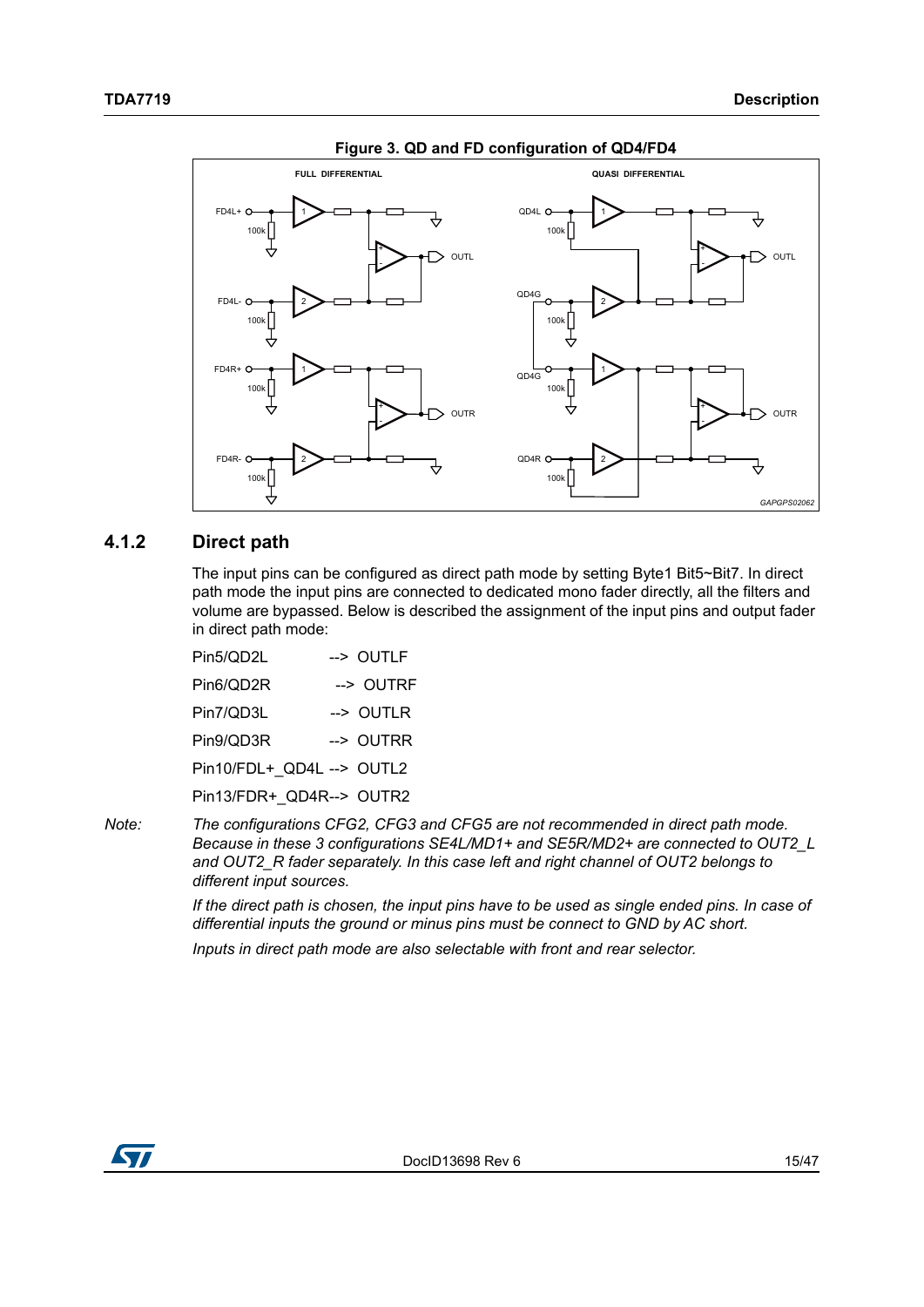**Figure 3. QD and FD configuration of QD4/FD4**

### 4.1.2 Direct path

The input pins can be configured as direct path mode by setting Byte1 Bit5~Bit7. In direct path mode the input pins are connected to dedicated mono fader directly, all the filters and volume are bypassed. Below is described the assignment of the input pins and output fader in direct path mode:

Pin5/QD2L --> OUTLF

Pin6/QD2R --> OUTRF

Pin7/QD3L --> OUTLR

Pin9/QD3R --> OUTRR

Pin10/FDL+_QD4L --> OUTL2

Pin13/FDR+_QD4R--> OUTR2

Note: *The configurations CFG2, CFG3 and CFG5 are not recommended in direct path mode. Because in these 3 configurations SE4L/MD1+ and SE5R/MD2+ are connected to OUT2_L and OUT2_R fader separately. In this case left and right channel of OUT2 belongs to different input sources.*

*If the direct path is chosen, the input pins have to be used as single ended pins. In case of differential inputs the ground or minus pins must be connect to GND by AC short.*

*Inputs in direct path mode are also selectable with front and rear selector.*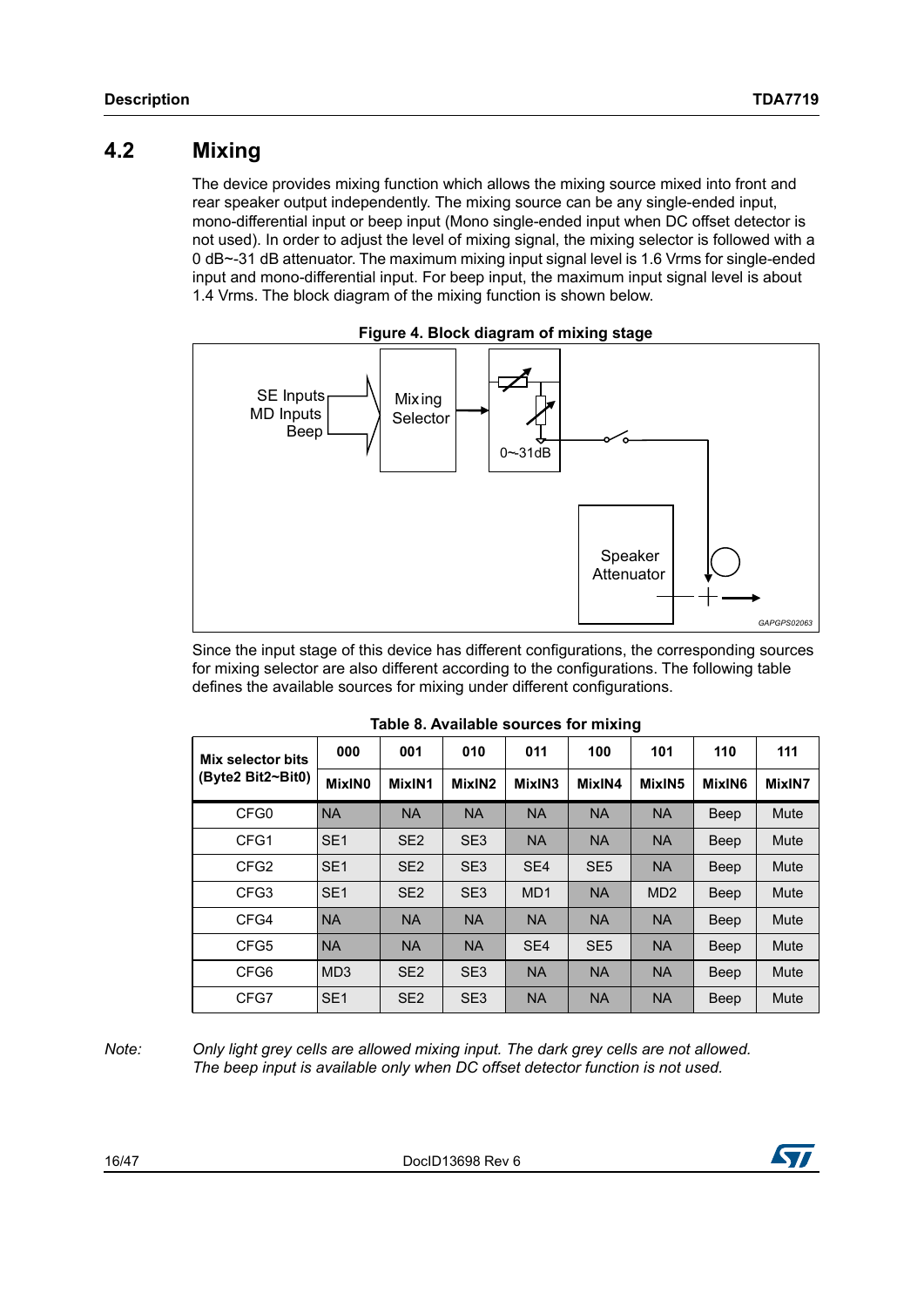## 4.2 Mixing

The device provides mixing function which allows the mixing source mixed into front and rear speaker output independently. The mixing source can be any single-ended input, mono-differential input or beep input (Mono single-ended input when DC offset detector is not used). In order to adjust the level of mixing signal, the mixing selector is followed with a 0 dB~-31 dB attenuator. The maximum mixing input signal level is 1.6 Vrms for single-ended input and mono-differential input. For beep input, the maximum input signal level is about 1.4 Vrms. The block diagram of the mixing function is shown below.

**Figure 4. Block diagram of mixing stage**

Since the input stage of this device has different configurations, the corresponding sources for mixing selector are also different according to the configurations. The following table defines the available sources for mixing under different configurations.

**Table 8. Available sources for mixing**

| Mix selector bits (Byte2 Bit2~Bit0) | 000 | 001 | 010 | 011 | 100 | 101 | 110 | 111 |
|---|---|---|---|---|---|---|---|---|
| | MixIN0 | MixIN1 | MixIN2 | MixIN3 | MixIN4 | MixIN5 | MixIN6 | MixIN7 |
| CFG0 | NA | NA | NA | NA | NA | NA | Beep | Mute |
| CFG1 | SE1 | SE2 | SE3 | NA | NA | NA | Beep | Mute |
| CFG2 | SE1 | SE2 | SE3 | SE4 | SE5 | NA | Beep | Mute |
| CFG3 | SE1 | SE2 | SE3 | MD1 | NA | MD2 | Beep | Mute |
| CFG4 | NA | NA | NA | NA | NA | NA | Beep | Mute |
| CFG5 | NA | NA | NA | SE4 | SE5 | NA | Beep | Mute |
| CFG6 | MD3 | SE2 | SE3 | NA | NA | NA | Beep | Mute |
| CFG7 | SE1 | SE2 | SE3 | NA | NA | NA | Beep | Mute |

*Note: Only light grey cells are allowed mixing input. The dark grey cells are not allowed. The beep input is available only when DC offset detector function is not used.*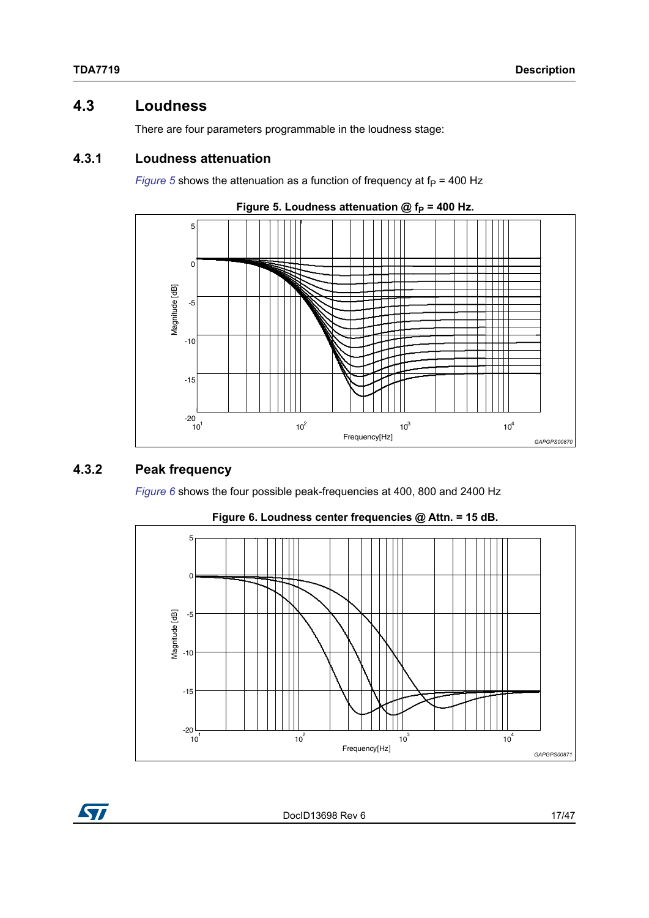## 4.3 Loudness

There are four parameters programmable in the loudness stage:

### 4.3.1 Loudness attenuation

*Figure 5* shows the attenuation as a function of frequency at $f_P$ = 400 Hz

**Figure 5. Loudness attenuation @ $f_P$ = 400 Hz.**

### 4.3.2 Peak frequency

*Figure 6* shows the four possible peak-frequencies at 400, 800 and 2400 Hz

**Figure 6. Loudness center frequencies @ Attn. = 15 dB.**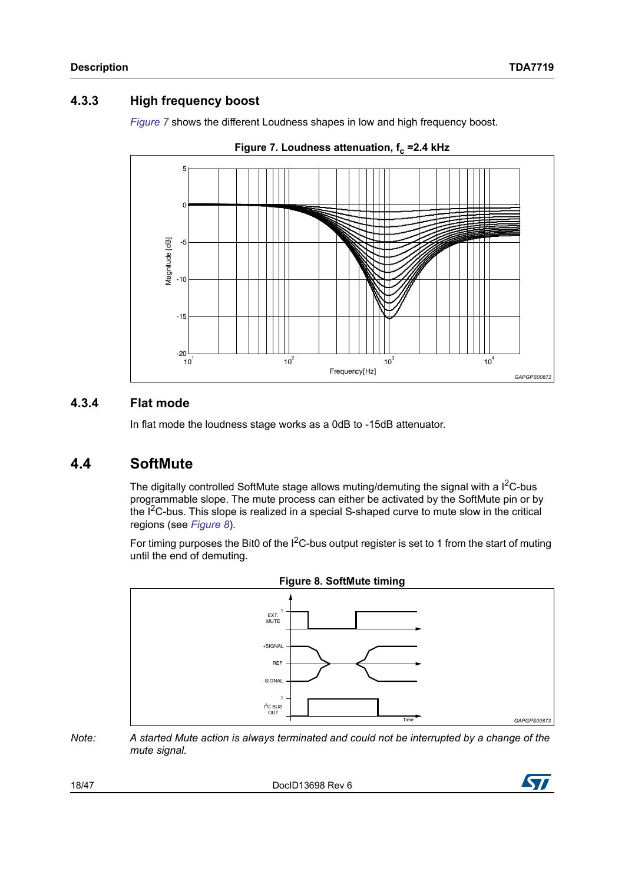### 4.3.3 High frequency boost

*Figure 7* shows the different Loudness shapes in low and high frequency boost.

**Figure 7. Loudness attenuation, $f_c$ =2.4 kHz**

### 4.3.4 Flat mode

In flat mode the loudness stage works as a 0dB to -15dB attenuator.

## 4.4 SoftMute

The digitally controlled SoftMute stage allows muting/demuting the signal with a $I^2C$-bus programmable slope. The mute process can either be activated by the SoftMute pin or by the $I^2C$-bus. This slope is realized in a special S-shaped curve to mute slow in the critical regions (see *Figure 8*).

For timing purposes the Bit0 of the $I^2C$-bus output register is set to 1 from the start of muting until the end of demuting.

**Figure 8. SoftMute timing**

*Note: A started Mute action is always terminated and could not be interrupted by a change of the mute signal.*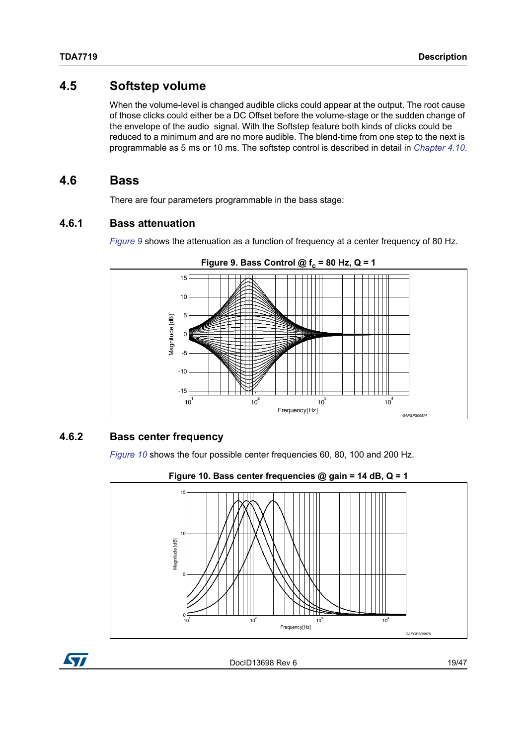## 4.5 Softstep volume

When the volume-level is changed audible clicks could appear at the output. The root cause of those clicks could either be a DC Offset before the volume-stage or the sudden change of the envelope of the audio signal. With the Softstep feature both kinds of clicks could be reduced to a minimum and are no more audible. The blend-time from one step to the next is programmable as 5 ms or 10 ms. The softstep control is described in detail in *Chapter 4.10*.

## 4.6 Bass

There are four parameters programmable in the bass stage:

### 4.6.1 Bass attenuation

*Figure 9* shows the attenuation as a function of frequency at a center frequency of 80 Hz.

**Figure 9. Bass Control @ $f_c$ = 80 Hz, Q = 1**

### 4.6.2 Bass center frequency

*Figure 10* shows the four possible center frequencies 60, 80, 100 and 200 Hz.

**Figure 10. Bass center frequencies @ gain = 14 dB, Q = 1**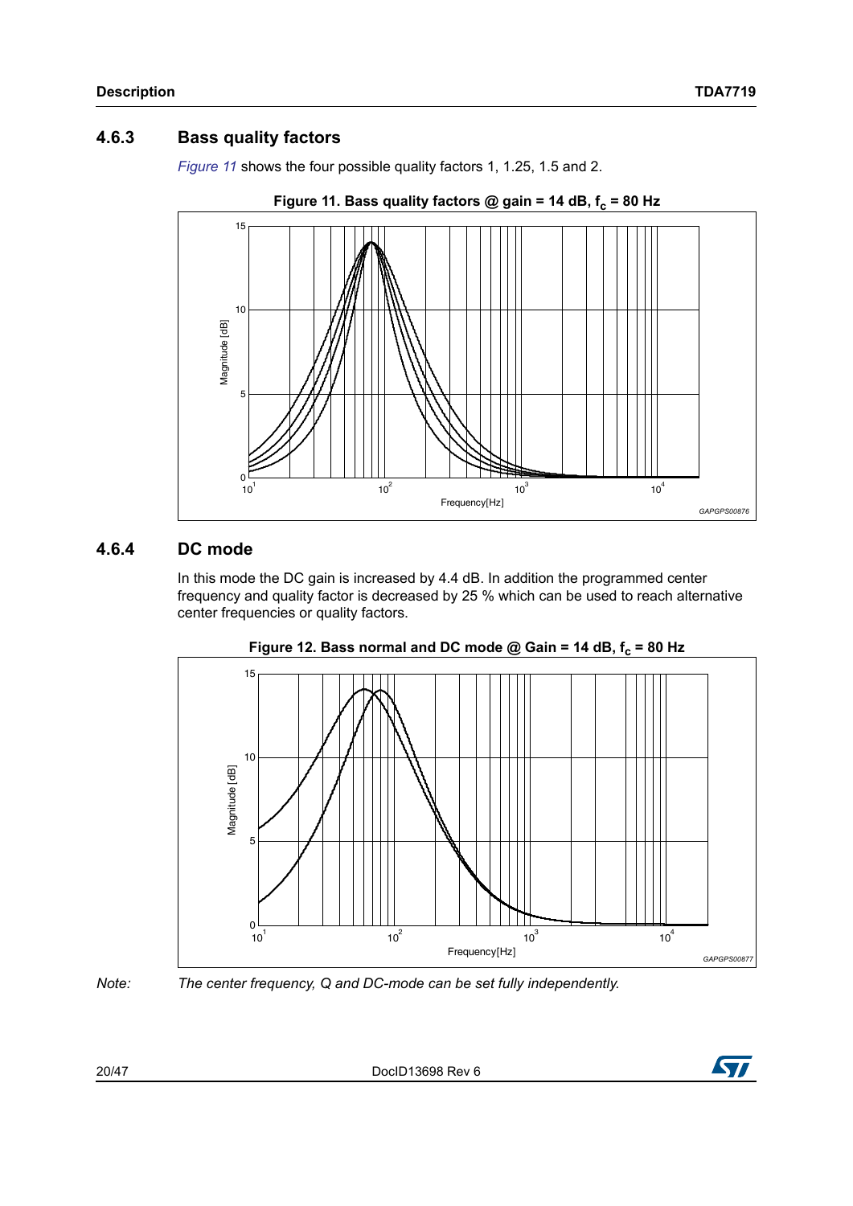### 4.6.3 Bass quality factors

*Figure 11* shows the four possible quality factors 1, 1.25, 1.5 and 2.

**Figure 11. Bass quality factors @ gain = 14 dB, $f_c$ = 80 Hz**

### 4.6.4 DC mode

In this mode the DC gain is increased by 4.4 dB. In addition the programmed center frequency and quality factor is decreased by 25 % which can be used to reach alternative center frequencies or quality factors.

**Figure 12. Bass normal and DC mode @ Gain = 14 dB, $f_c$ = 80 Hz**

*Note: The center frequency, Q and DC-mode can be set fully independently.*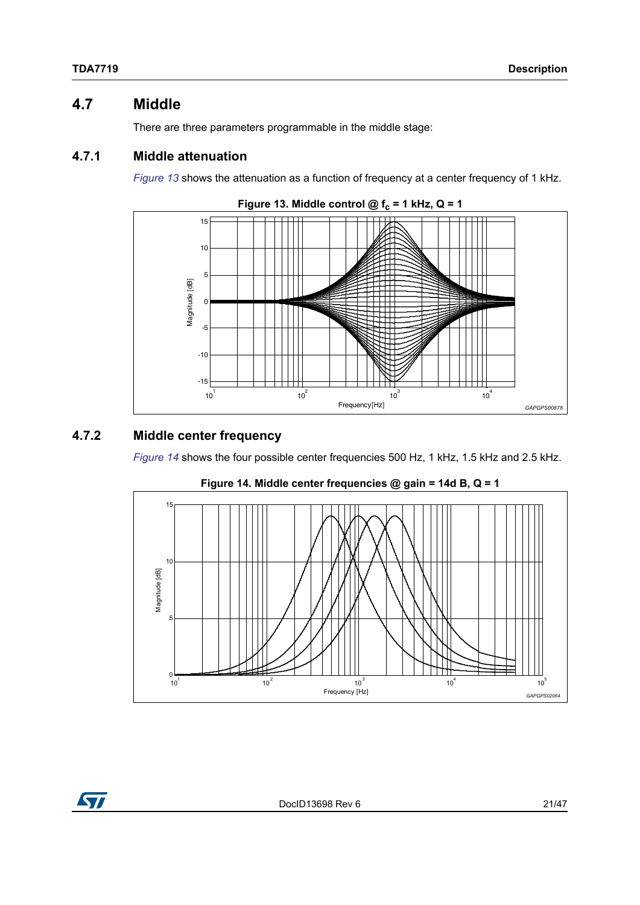## 4.7 Middle

There are three parameters programmable in the middle stage:

### 4.7.1 Middle attenuation

*Figure 13* shows the attenuation as a function of frequency at a center frequency of 1 kHz.

**Figure 13. Middle control @ $f_c$ = 1 kHz, Q = 1**

### 4.7.2 Middle center frequency

*Figure 14* shows the four possible center frequencies 500 Hz, 1 kHz, 1.5 kHz and 2.5 kHz.

**Figure 14. Middle center frequencies @ gain = 14d B, Q = 1**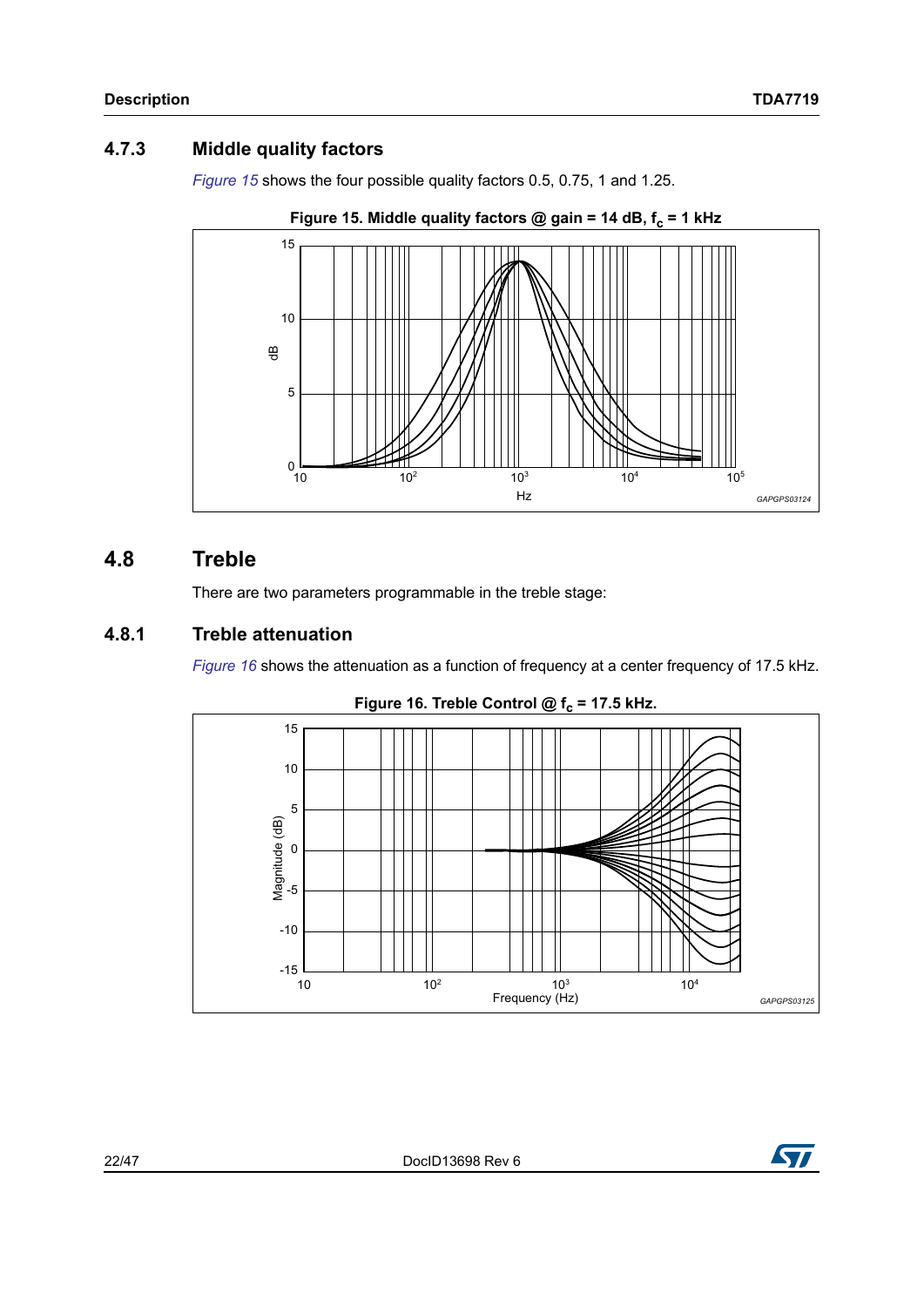### 4.7.3 Middle quality factors

Figure 15 shows the four possible quality factors 0.5, 0.75, 1 and 1.25.

**Figure 15. Middle quality factors @ gain = 14 dB, $f_c$ = 1 kHz**

## 4.8 Treble

There are two parameters programmable in the treble stage:

### 4.8.1 Treble attenuation

Figure 16 shows the attenuation as a function of frequency at a center frequency of 17.5 kHz.

**Figure 16. Treble Control @ $f_c$ = 17.5 kHz.**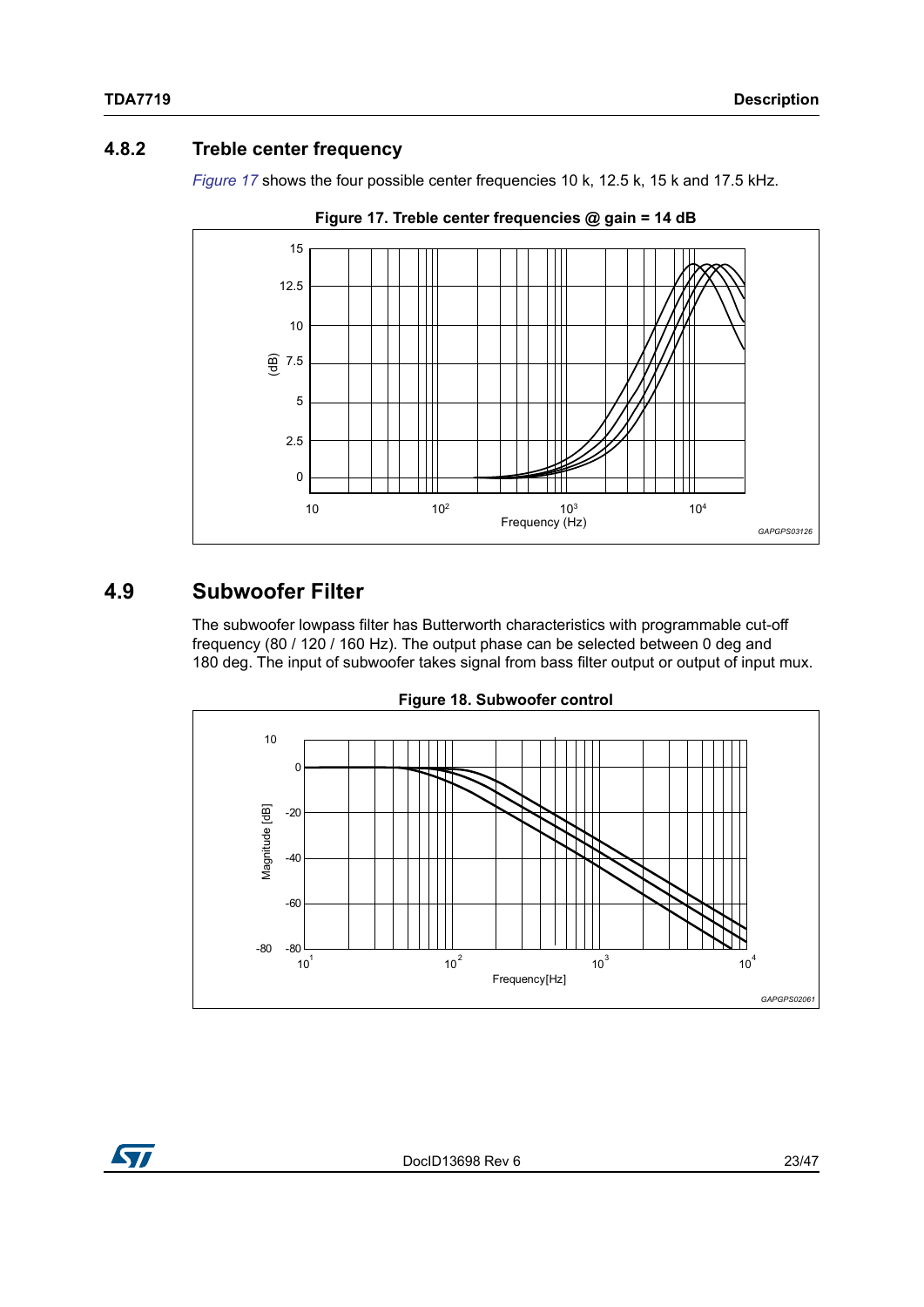### 4.8.2 Treble center frequency

*Figure 17* shows the four possible center frequencies 10 k, 12.5 k, 15 k and 17.5 kHz.

**Figure 17. Treble center frequencies @ gain = 14 dB**

## 4.9 Subwoofer Filter

The subwoofer lowpass filter has Butterworth characteristics with programmable cut-off frequency (80 / 120 / 160 Hz). The output phase can be selected between 0 deg and 180 deg. The input of subwoofer takes signal from bass filter output or output of input mux.

**Figure 18. Subwoofer control**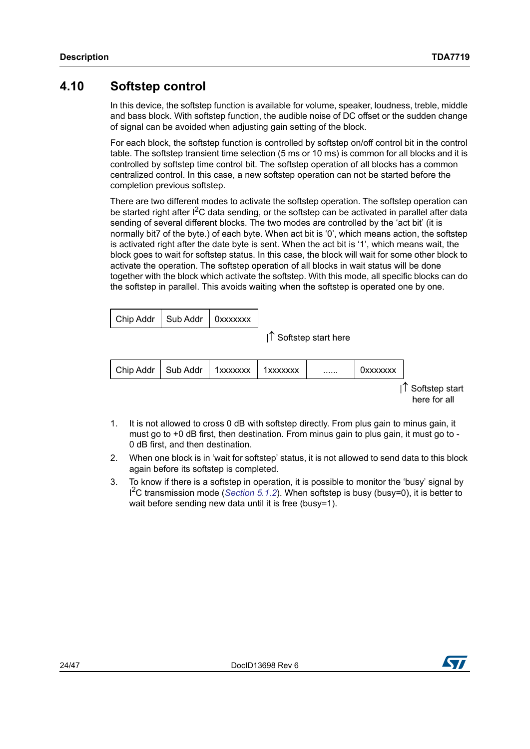## 4.10 Softstep control

In this device, the softstep function is available for volume, speaker, loudness, treble, middle and bass block. With softstep function, the audible noise of DC offset or the sudden change of signal can be avoided when adjusting gain setting of the block.

For each block, the softstep function is controlled by softstep on/off control bit in the control table. The softstep transient time selection (5 ms or 10 ms) is common for all blocks and it is controlled by softstep time control bit. The softstep operation of all blocks has a common centralized control. In this case, a new softstep operation can not be started before the completion previous softstep.

There are two different modes to activate the softstep operation. The softstep operation can be started right after $I^2C$ data sending, or the softstep can be activated in parallel after data sending of several different blocks. The two modes are controlled by the 'act bit' (it is normally bit7 of the byte.) of each byte. When act bit is '0', which means action, the softstep is activated right after the date byte is sent. When the act bit is '1', which means wait, the block goes to wait for softstep status. In this case, the block will wait for some other block to activate the operation. The softstep operation of all blocks in wait status will be done together with the block which activate the softstep. With this mode, all specific blocks can do the softstep in parallel. This avoids waiting when the softstep is operated one by one.

| Chip Addr | Sub Addr | 0xxxxxxx |
|---|---|---|

|↑ Softstep start here

| Chip Addr | Sub Addr | 1xxxxxxx | 1xxxxxxx | ...... | 0xxxxxxx |
|---|---|---|---|---|---|

|↑ Softstep start here for all

1. It is not allowed to cross 0 dB with softstep directly. From plus gain to minus gain, it must go to +0 dB first, then destination. From minus gain to plus gain, it must go to -0 dB first, and then destination.
2. When one block is in 'wait for softstep' status, it is not allowed to send data to this block again before its softstep is completed.
3. To know if there is a softstep in operation, it is possible to monitor the 'busy' signal by $I^2C$ transmission mode (*Section 5.1.2*). When softstep is busy (busy=0), it is better to wait before sending new data until it is free (busy=1).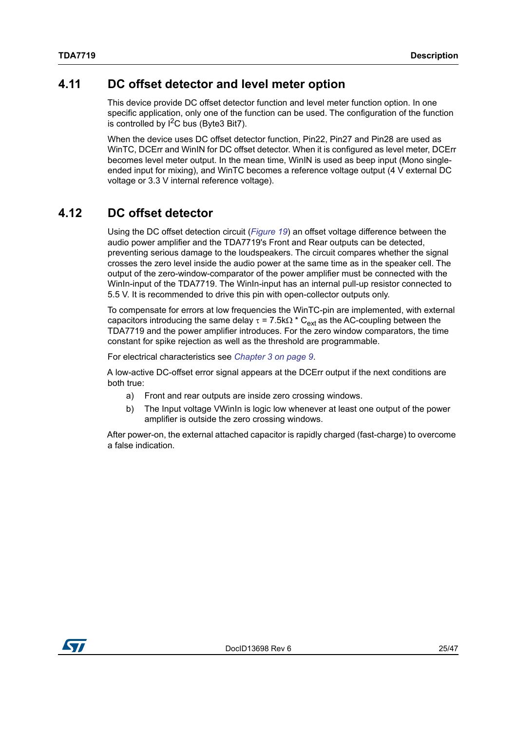## 4.11 DC offset detector and level meter option

This device provide DC offset detector function and level meter function option. In one specific application, only one of the function can be used. The configuration of the function is controlled by $I^2C$ bus (Byte3 Bit7).

When the device uses DC offset detector function, Pin22, Pin27 and Pin28 are used as WinTC, DCErr and WinIN for DC offset detector. When it is configured as level meter, DCErr becomes level meter output. In the mean time, WinIN is used as beep input (Mono single-ended input for mixing), and WinTC becomes a reference voltage output (4 V external DC voltage or 3.3 V internal reference voltage).

## 4.12 DC offset detector

Using the DC offset detection circuit (*Figure 19*) an offset voltage difference between the audio power amplifier and the TDA7719's Front and Rear outputs can be detected, preventing serious damage to the loudspeakers. The circuit compares whether the signal crosses the zero level inside the audio power at the same time as in the speaker cell. The output of the zero-window-comparator of the power amplifier must be connected with the WinIn-input of the TDA7719. The WinIn-input has an internal pull-up resistor connected to 5.5 V. It is recommended to drive this pin with open-collector outputs only.

To compensate for errors at low frequencies the WinTC-pin are implemented, with external capacitors introducing the same delay $\tau = 7.5k\Omega * C_{ext}$ as the AC-coupling between the TDA7719 and the power amplifier introduces. For the zero window comparators, the time constant for spike rejection as well as the threshold are programmable.

For electrical characteristics see *Chapter 3 on page 9*.

A low-active DC-offset error signal appears at the DCErr output if the next conditions are both true:

a) Front and rear outputs are inside zero crossing windows.

b) The Input voltage VWinIn is logic low whenever at least one output of the power amplifier is outside the zero crossing windows.

After power-on, the external attached capacitor is rapidly charged (fast-charge) to overcome a false indication.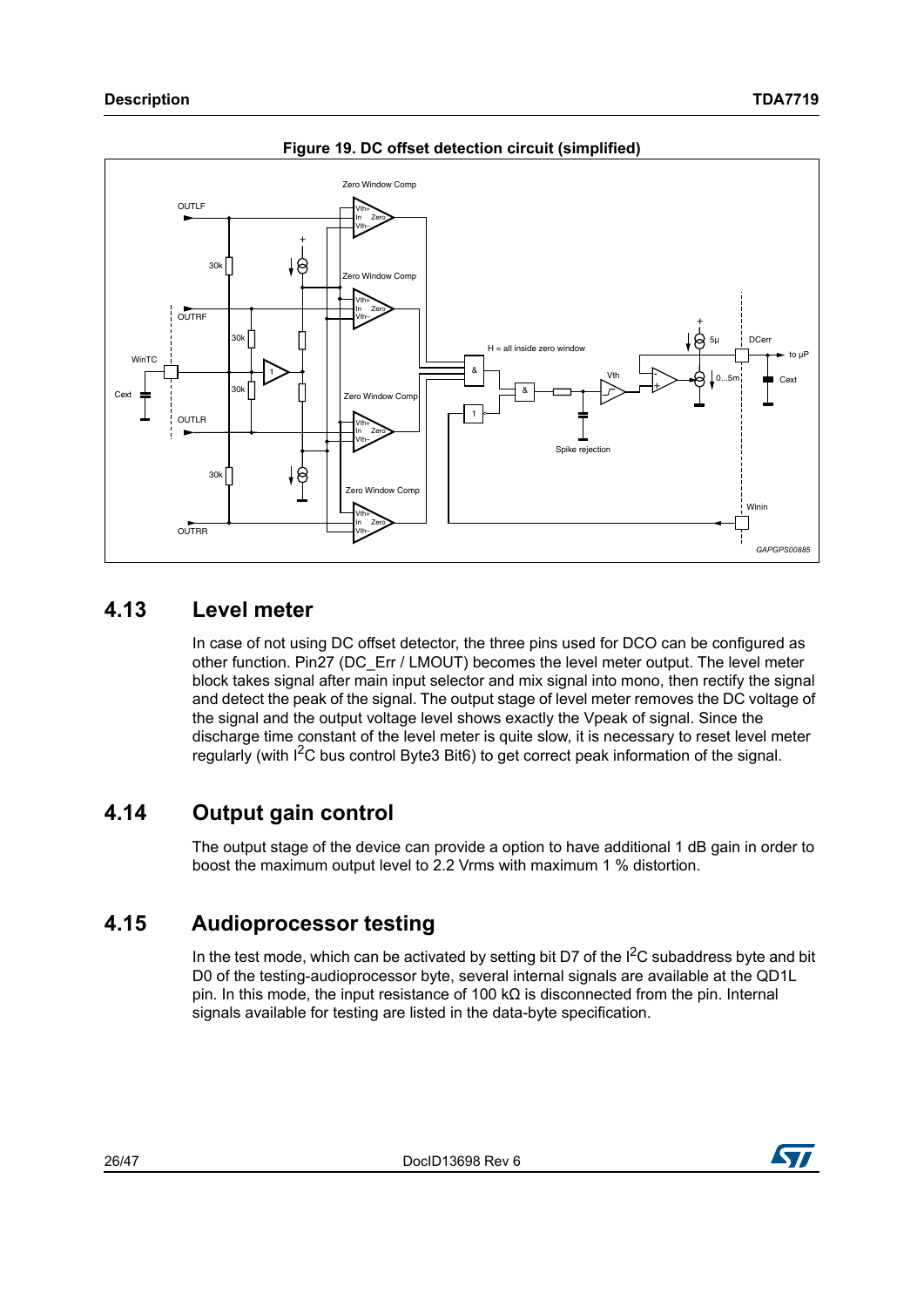**Figure 19. DC offset detection circuit (simplified)**

## 4.13 Level meter

In case of not using DC offset detector, the three pins used for DCO can be configured as other function. Pin27 (DC_Err / LMOUT) becomes the level meter output. The level meter block takes signal after main input selector and mix signal into mono, then rectify the signal and detect the peak of the signal. The output stage of level meter removes the DC voltage of the signal and the output voltage level shows exactly the Vpeak of signal. Since the discharge time constant of the level meter is quite slow, it is necessary to reset level meter regularly (with I²C bus control Byte3 Bit6) to get correct peak information of the signal.

## 4.14 Output gain control

The output stage of the device can provide a option to have additional 1 dB gain in order to boost the maximum output level to 2.2 Vrms with maximum 1 % distortion.

## 4.15 Audioprocessor testing

In the test mode, which can be activated by setting bit D7 of the I²C subaddress byte and bit D0 of the testing-audioprocessor byte, several internal signals are available at the QD1L pin. In this mode, the input resistance of 100 kΩ is disconnected from the pin. Internal signals available for testing are listed in the data-byte specification.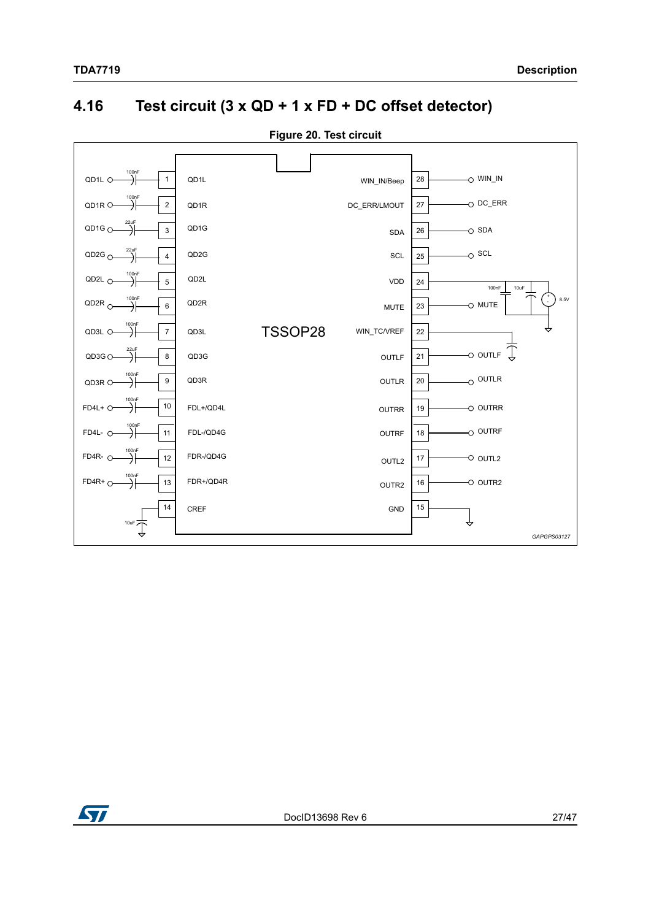## 4.16 Test circuit (3 x QD + 1 x FD + DC offset detector)

**Figure 20. Test circuit**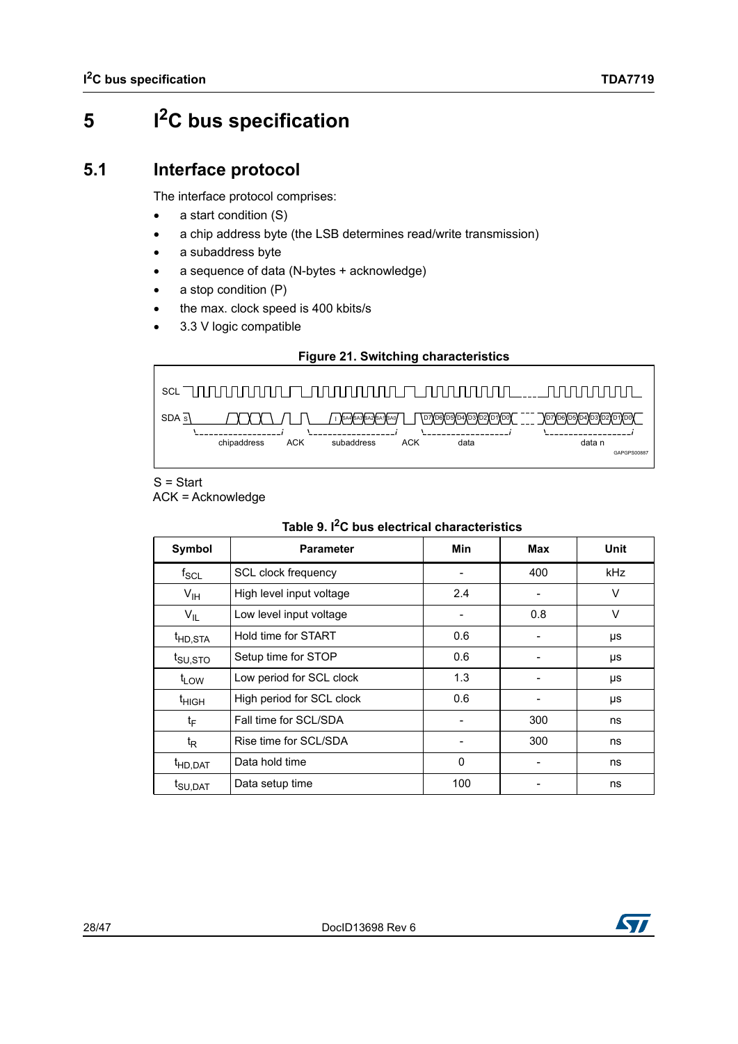# 5 $I^2C$ bus specification

## 5.1 Interface protocol

The interface protocol comprises:

- a start condition (S)
- a chip address byte (the LSB determines read/write transmission)
- a subaddress byte
- a sequence of data (N-bytes + acknowledge)
- a stop condition (P)
- the max. clock speed is 400 kbits/s
- 3.3 V logic compatible

**Figure 21. Switching characteristics**

S = Start
ACK = Acknowledge

**Table 9. $I^2C$ bus electrical characteristics**

| Symbol | Parameter | Min | Max | Unit |
|---|---|---|---|---|
| $f_{SCL}$ | SCL clock frequency | - | 400 | kHz |
| $V_{IH}$ | High level input voltage | 2.4 | - | V |
| $V_{IL}$ | Low level input voltage | - | 0.8 | V |
| $t_{HD,STA}$ | Hold time for START | 0.6 | - | µs |
| $t_{SU,STO}$ | Setup time for STOP | 0.6 | - | µs |
| $t_{LOW}$ | Low period for SCL clock | 1.3 | - | µs |
| $t_{HIGH}$ | High period for SCL clock | 0.6 | - | µs |
| $t_F$ | Fall time for SCL/SDA | - | 300 | ns |
| $t_R$ | Rise time for SCL/SDA | - | 300 | ns |
| $t_{HD,DAT}$ | Data hold time | 0 | - | ns |
| $t_{SU,DAT}$ | Data setup time | 100 | - | ns |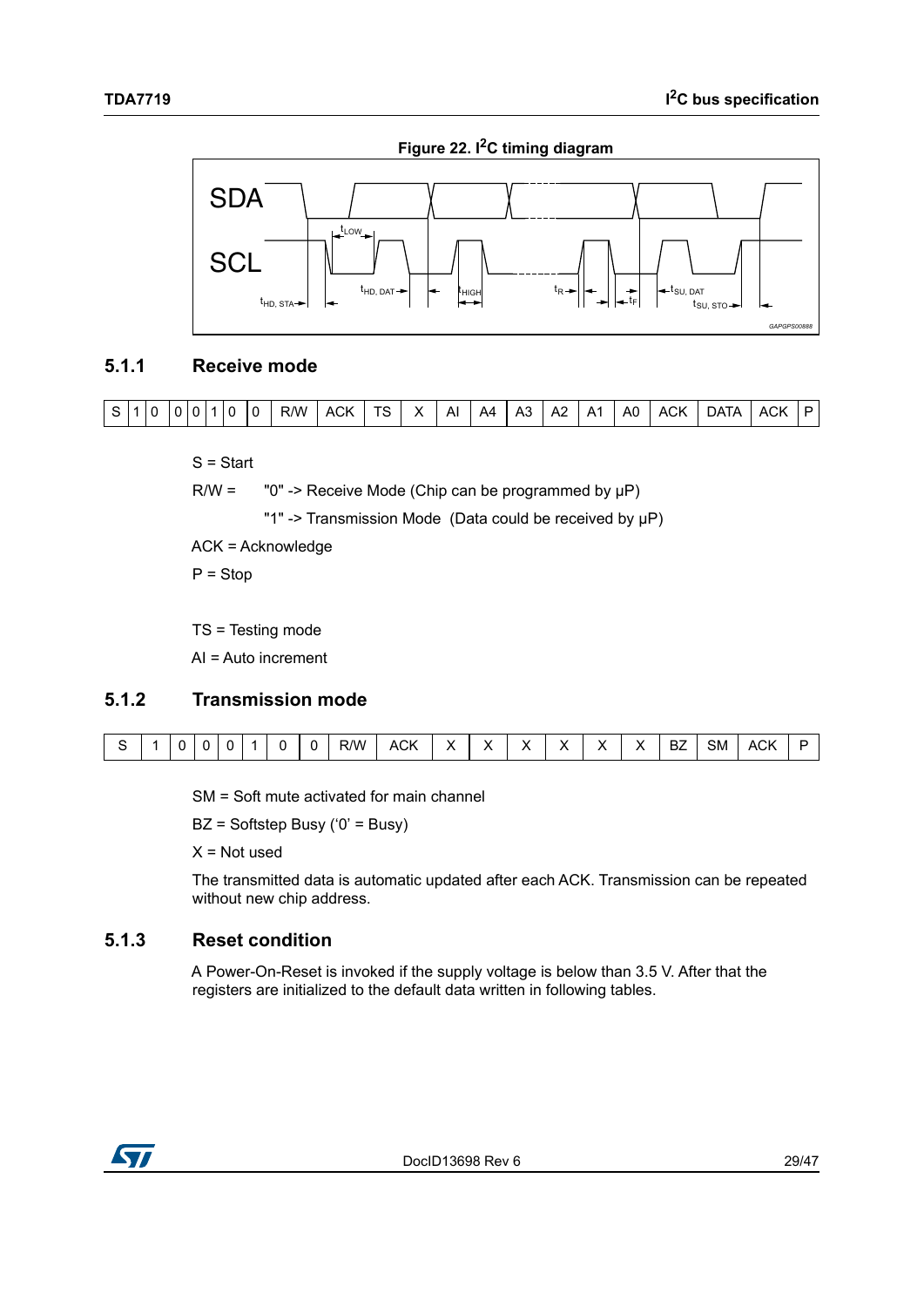**Figure 22. I²C timing diagram**

### 5.1.1 Receive mode

| S | 1 | 0 | 0 | 0 | 1 | 0 | 0 | R/W | ACK | TS | X | AI | A4 | A3 | A2 | A1 | A0 | ACK | DATA | ACK | P |
|---|---|---|---|---|---|---|---|---|---|---|---|---|---|---|---|---|---|---|---|---|---|

S = Start

R/W = "0" -> Receive Mode (Chip can be programmed by µP)

"1" -> Transmission Mode (Data could be received by µP)

ACK = Acknowledge

P = Stop

TS = Testing mode

AI = Auto increment

### 5.1.2 Transmission mode

| S | 1 | 0 | 0 | 0 | 1 | 0 | 0 | R/W | ACK | X | X | X | X | X | X | BZ | SM | ACK | P |
|---|---|---|---|---|---|---|---|---|---|---|---|---|---|---|---|---|---|---|---|

SM = Soft mute activated for main channel

BZ = Softstep Busy (‘0’ = Busy)

X = Not used

The transmitted data is automatic updated after each ACK. Transmission can be repeated without new chip address.

### 5.1.3 Reset condition

A Power-On-Reset is invoked if the supply voltage is below than 3.5 V. After that the registers are initialized to the default data written in following tables.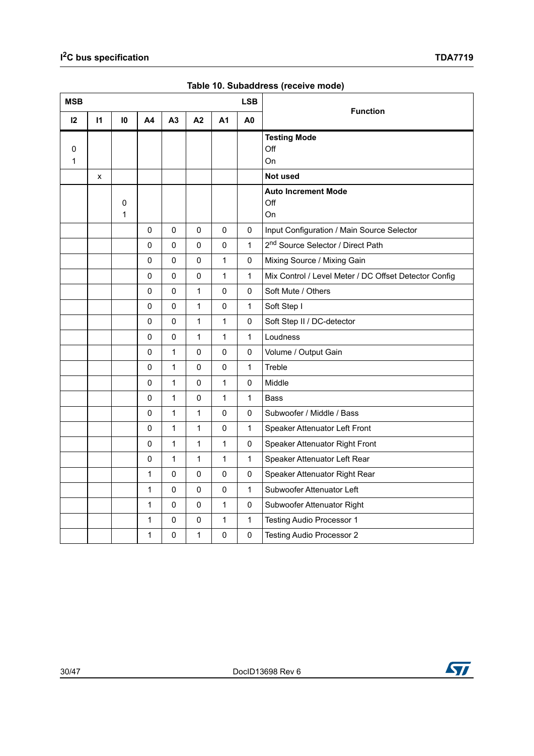Table 10. Subaddress (receive mode)

| MSB | | | | | | | LSB | Function |
|---|---|---|---|---|---|---|---|---|
| I2 | I1 | I0 | A4 | A3 | A2 | A1 | A0 | |
| 0<br>1 | | | | | | | | **Testing Mode**<br>Off<br>On |
| | x | | | | | | | **Not used** |
| | | 0<br>1 | | | | | | **Auto Increment Mode**<br>Off<br>On |
| | | | 0 | 0 | 0 | 0 | 0 | Input Configuration / Main Source Selector |
| | | | 0 | 0 | 0 | 0 | 1 | 2nd Source Selector / Direct Path |
| | | | 0 | 0 | 0 | 1 | 0 | Mixing Source / Mixing Gain |
| | | | 0 | 0 | 0 | 1 | 1 | Mix Control / Level Meter / DC Offset Detector Config |
| | | | 0 | 0 | 1 | 0 | 0 | Soft Mute / Others |
| | | | 0 | 0 | 1 | 0 | 1 | Soft Step I |
| | | | 0 | 0 | 1 | 1 | 0 | Soft Step II / DC-detector |
| | | | 0 | 0 | 1 | 1 | 1 | Loudness |
| | | | 0 | 1 | 0 | 0 | 0 | Volume / Output Gain |
| | | | 0 | 1 | 0 | 0 | 1 | Treble |
| | | | 0 | 1 | 0 | 1 | 0 | Middle |
| | | | 0 | 1 | 0 | 1 | 1 | Bass |
| | | | 0 | 1 | 1 | 0 | 0 | Subwoofer / Middle / Bass |
| | | | 0 | 1 | 1 | 0 | 1 | Speaker Attenuator Left Front |
| | | | 0 | 1 | 1 | 1 | 0 | Speaker Attenuator Right Front |
| | | | 0 | 1 | 1 | 1 | 1 | Speaker Attenuator Left Rear |
| | | | 1 | 0 | 0 | 0 | 0 | Speaker Attenuator Right Rear |
| | | | 1 | 0 | 0 | 0 | 1 | Subwoofer Attenuator Left |
| | | | 1 | 0 | 0 | 1 | 0 | Subwoofer Attenuator Right |
| | | | 1 | 0 | 0 | 1 | 1 | Testing Audio Processor 1 |
| | | | 1 | 0 | 1 | 0 | 0 | Testing Audio Processor 2 |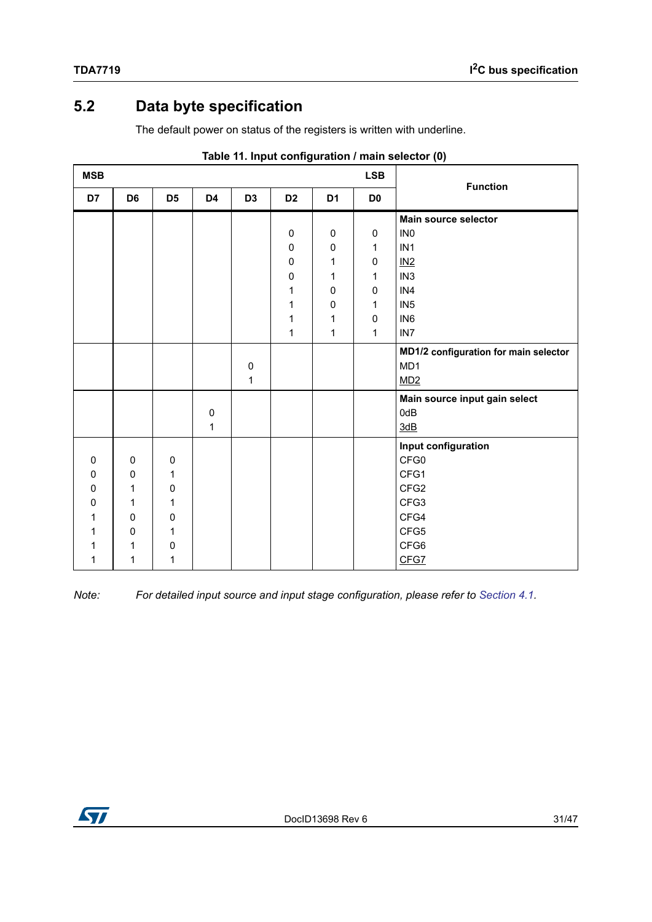## 5.2 Data byte specification

The default power on status of the registers is written with underline.

**Table 11. Input configuration / main selector (0)**

| MSB | | | | | | | LSB | Function |
|---|---|---|---|---|---|---|---|---|
| **D7** | **D6** | **D5** | **D4** | **D3** | **D2** | **D1** | **D0** | |
| | | | | | | | | **Main source selector** |
| | | | | | 0 | 0 | 0 | IN0 |
| | | | | | 0 | 0 | 1 | IN1 |
| | | | | | 0 | 1 | 0 | <u>IN2</u> |
| | | | | | 0 | 1 | 1 | IN3 |
| | | | | | 1 | 0 | 0 | IN4 |
| | | | | | 1 | 0 | 1 | IN5 |
| | | | | | 1 | 1 | 0 | IN6 |
| | | | | | 1 | 1 | 1 | IN7 |
| | | | | | | | | **MD1/2 configuration for main selector** |
| | | | | 0 | | | | MD1 |
| | | | | 1 | | | | <u>MD2</u> |
| | | | | | | | | **Main source input gain select** |
| | | | 0 | | | | | 0dB |
| | | | 1 | | | | | <u>3dB</u> |
| | | | | | | | | **Input configuration** |
| 0 | 0 | 0 | | | | | | CFG0 |
| 0 | 0 | 1 | | | | | | CFG1 |
| 0 | 1 | 0 | | | | | | CFG2 |
| 0 | 1 | 1 | | | | | | CFG3 |
| 1 | 0 | 0 | | | | | | CFG4 |
| 1 | 0 | 1 | | | | | | CFG5 |
| 1 | 1 | 0 | | | | | | CFG6 |
| 1 | 1 | 1 | | | | | | <u>CFG7</u> |

*Note: For detailed input source and input stage configuration, please refer to Section 4.1.*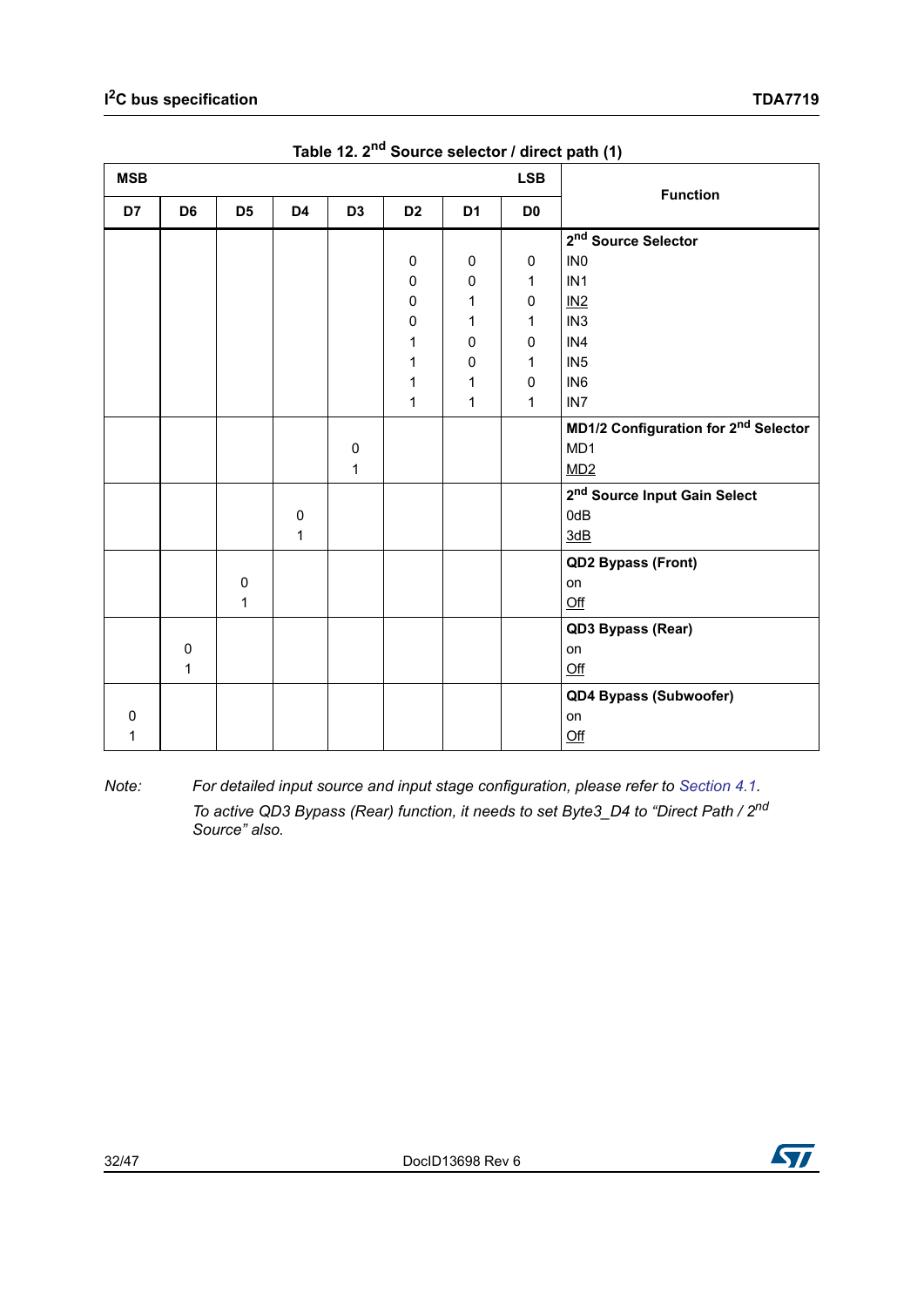Table 12. 2nd Source selector / direct path (1)

| MSB | | | | | | | LSB | Function |
|---|---|---|---|---|---|---|---|---|
| D7 | D6 | D5 | D4 | D3 | D2 | D1 | D0 | |
| | | | | | | | | **2nd Source Selector** |
| | | | | | 0 | 0 | 0 | IN0 |
| | | | | | 0 | 0 | 1 | IN1 |
| | | | | | 0 | 1 | 0 | <u>IN2</u> |
| | | | | | 0 | 1 | 1 | IN3 |
| | | | | | 1 | 0 | 0 | IN4 |
| | | | | | 1 | 0 | 1 | IN5 |
| | | | | | 1 | 1 | 0 | IN6 |
| | | | | | 1 | 1 | 1 | IN7 |
| | | | | | | | | **MD1/2 Configuration for 2nd Selector** |
| | | | | 0 | | | | MD1 |
| | | | | 1 | | | | <u>MD2</u> |
| | | | | | | | | **2nd Source Input Gain Select** |
| | | | 0 | | | | | 0dB |
| | | | 1 | | | | | <u>3dB</u> |
| | | | | | | | | **QD2 Bypass (Front)** |
| | | 0 | | | | | | on |
| | | 1 | | | | | | <u>Off</u> |
| | | | | | | | | **QD3 Bypass (Rear)** |
| | 0 | | | | | | | on |
| | 1 | | | | | | | <u>Off</u> |
| | | | | | | | | **QD4 Bypass (Subwoofer)** |
| 0 | | | | | | | | on |
| 1 | | | | | | | | <u>Off</u> |

*Note: For detailed input source and input stage configuration, please refer to Section 4.1.*
*To active QD3 Bypass (Rear) function, it needs to set Byte3_D4 to "Direct Path / 2nd Source" also.*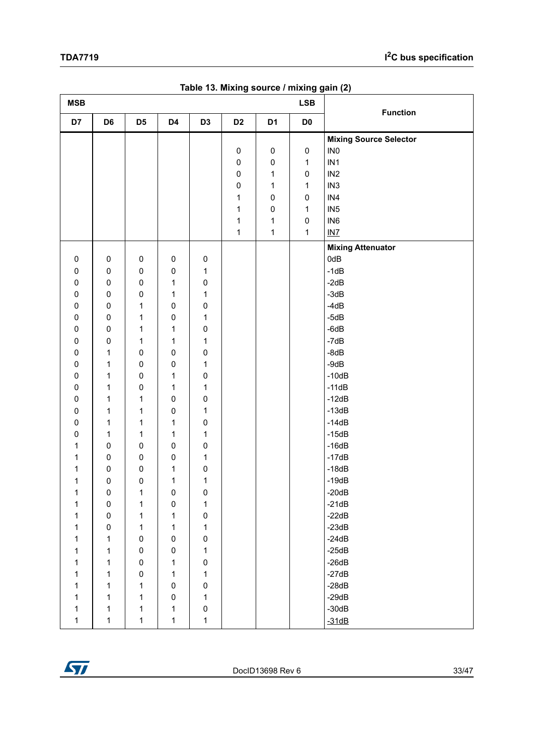**Table 13. Mixing source / mixing gain (2)**

| MSB | | | | | | | LSB | Function |
|---|---|---|---|---|---|---|---|---|
| D7 | D6 | D5 | D4 | D3 | D2 | D1 | D0 | |
| | | | | | | | | **Mixing Source Selector** |
| | | | | | 0 | 0 | 0 | IN0 |
| | | | | | 0 | 0 | 1 | IN1 |
| | | | | | 0 | 1 | 0 | IN2 |
| | | | | | 0 | 1 | 1 | IN3 |
| | | | | | 1 | 0 | 0 | IN4 |
| | | | | | 1 | 0 | 1 | IN5 |
| | | | | | 1 | 1 | 0 | IN6 |
| | | | | | 1 | 1 | 1 | IN7 |
| | | | | | | | | **Mixing Attenuator** |
| 0 | 0 | 0 | 0 | 0 | | | | 0dB |
| 0 | 0 | 0 | 0 | 1 | | | | -1dB |
| 0 | 0 | 0 | 1 | 0 | | | | -2dB |
| 0 | 0 | 0 | 1 | 1 | | | | -3dB |
| 0 | 0 | 1 | 0 | 0 | | | | -4dB |
| 0 | 0 | 1 | 0 | 1 | | | | -5dB |
| 0 | 0 | 1 | 1 | 0 | | | | -6dB |
| 0 | 0 | 1 | 1 | 1 | | | | -7dB |
| 0 | 1 | 0 | 0 | 0 | | | | -8dB |
| 0 | 1 | 0 | 0 | 1 | | | | -9dB |
| 0 | 1 | 0 | 1 | 0 | | | | -10dB |
| 0 | 1 | 0 | 1 | 1 | | | | -11dB |
| 0 | 1 | 1 | 0 | 0 | | | | -12dB |
| 0 | 1 | 1 | 0 | 1 | | | | -13dB |
| 0 | 1 | 1 | 1 | 0 | | | | -14dB |
| 0 | 1 | 1 | 1 | 1 | | | | -15dB |
| 1 | 0 | 0 | 0 | 0 | | | | -16dB |
| 1 | 0 | 0 | 0 | 1 | | | | -17dB |
| 1 | 0 | 0 | 1 | 0 | | | | -18dB |
| 1 | 0 | 0 | 1 | 1 | | | | -19dB |
| 1 | 0 | 1 | 0 | 0 | | | | -20dB |
| 1 | 0 | 1 | 0 | 1 | | | | -21dB |
| 1 | 0 | 1 | 1 | 0 | | | | -22dB |
| 1 | 0 | 1 | 1 | 1 | | | | -23dB |
| 1 | 1 | 0 | 0 | 0 | | | | -24dB |
| 1 | 1 | 0 | 0 | 1 | | | | -25dB |
| 1 | 1 | 0 | 1 | 0 | | | | -26dB |
| 1 | 1 | 0 | 1 | 1 | | | | -27dB |
| 1 | 1 | 1 | 0 | 0 | | | | -28dB |
| 1 | 1 | 1 | 0 | 1 | | | | -29dB |
| 1 | 1 | 1 | 1 | 0 | | | | -30dB |
| 1 | 1 | 1 | 1 | 1 | | | | -31dB |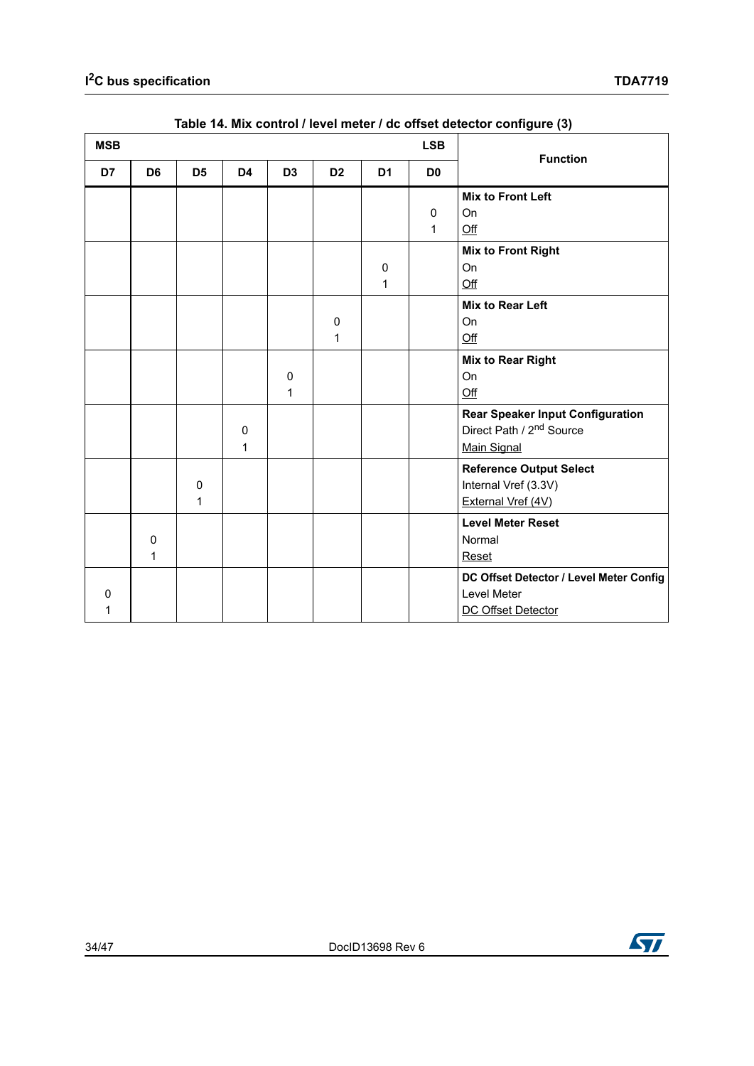**Table 14. Mix control / level meter / dc offset detector configure (3)**

| MSB | | | | | | | LSB | Function |
|---|---|---|---|---|---|---|---|---|
| D7 | D6 | D5 | D4 | D3 | D2 | D1 | D0 | |
| | | | | | | | | **Mix to Front Left** |
| | | | | | | | 0 | On |
| | | | | | | | 1 | <u>Off</u> |
| | | | | | | | | **Mix to Front Right** |
| | | | | | | 0 | | On |
| | | | | | | 1 | | <u>Off</u> |
| | | | | | | | | **Mix to Rear Left** |
| | | | | | 0 | | | On |
| | | | | | 1 | | | <u>Off</u> |
| | | | | | | | | **Mix to Rear Right** |
| | | | | 0 | | | | On |
| | | | | 1 | | | | <u>Off</u> |
| | | | | | | | | **Rear Speaker Input Configuration** |
| | | | 0 | | | | | Direct Path / 2nd Source |
| | | | 1 | | | | | <u>Main Signal</u> |
| | | | | | | | | **Reference Output Select** |
| | | 0 | | | | | | Internal Vref (3.3V) |
| | | 1 | | | | | | <u>External Vref (4V)</u> |
| | | | | | | | | **Level Meter Reset** |
| | 0 | | | | | | | Normal |
| | 1 | | | | | | | <u>Reset</u> |
| | | | | | | | | **DC Offset Detector / Level Meter Config** |
| 0 | | | | | | | | Level Meter |
| 1 | | | | | | | | <u>DC Offset Detector</u> |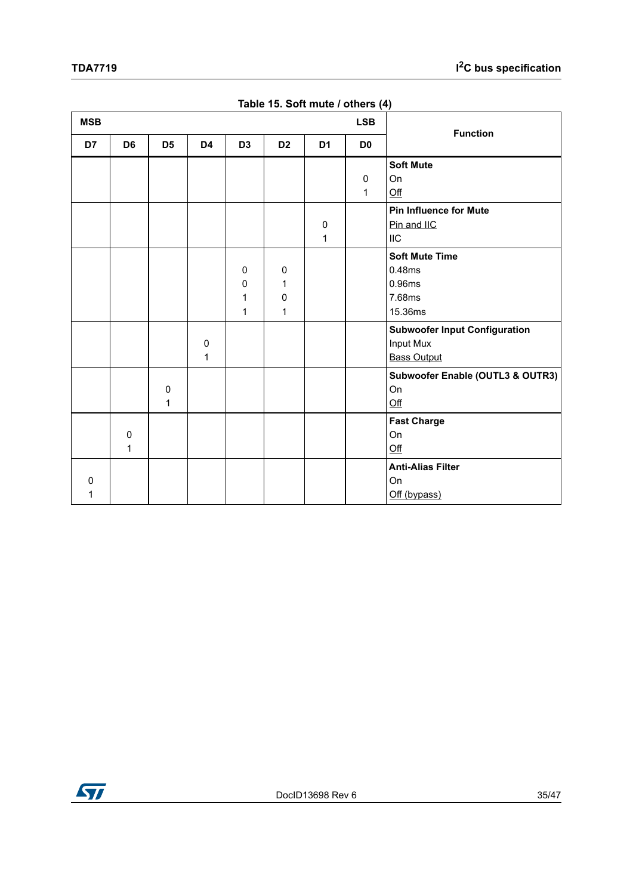Table 15. Soft mute / others (4)

| MSB | | | | | | | LSB | Function |
|---|---|---|---|---|---|---|---|---|
| D7 | D6 | D5 | D4 | D3 | D2 | D1 | D0 | |
| | | | | | | | | **Soft Mute** |
| | | | | | | | 0 | On |
| | | | | | | | 1 | <u>Off</u> |
| | | | | | | | | **Pin Influence for Mute** |
| | | | | | | 0 | | <u>Pin and IIC</u> |
| | | | | | | 1 | | IIC |
| | | | | | | | | **Soft Mute Time** |
| | | | | 0 | 0 | | | 0.48ms |
| | | | | 0 | 1 | | | 0.96ms |
| | | | | 1 | 0 | | | 7.68ms |
| | | | | 1 | 1 | | | 15.36ms |
| | | | | | | | | **Subwoofer Input Configuration** |
| | | | 0 | | | | | Input Mux |
| | | | 1 | | | | | <u>Bass Output</u> |
| | | | | | | | | **Subwoofer Enable (OUTL3 & OUTR3)** |
| | | 0 | | | | | | On |
| | | 1 | | | | | | <u>Off</u> |
| | | | | | | | | **Fast Charge** |
| | 0 | | | | | | | On |
| | 1 | | | | | | | <u>Off</u> |
| | | | | | | | | **Anti-Alias Filter** |
| 0 | | | | | | | | On |
| 1 | | | | | | | | <u>Off (bypass)</u> |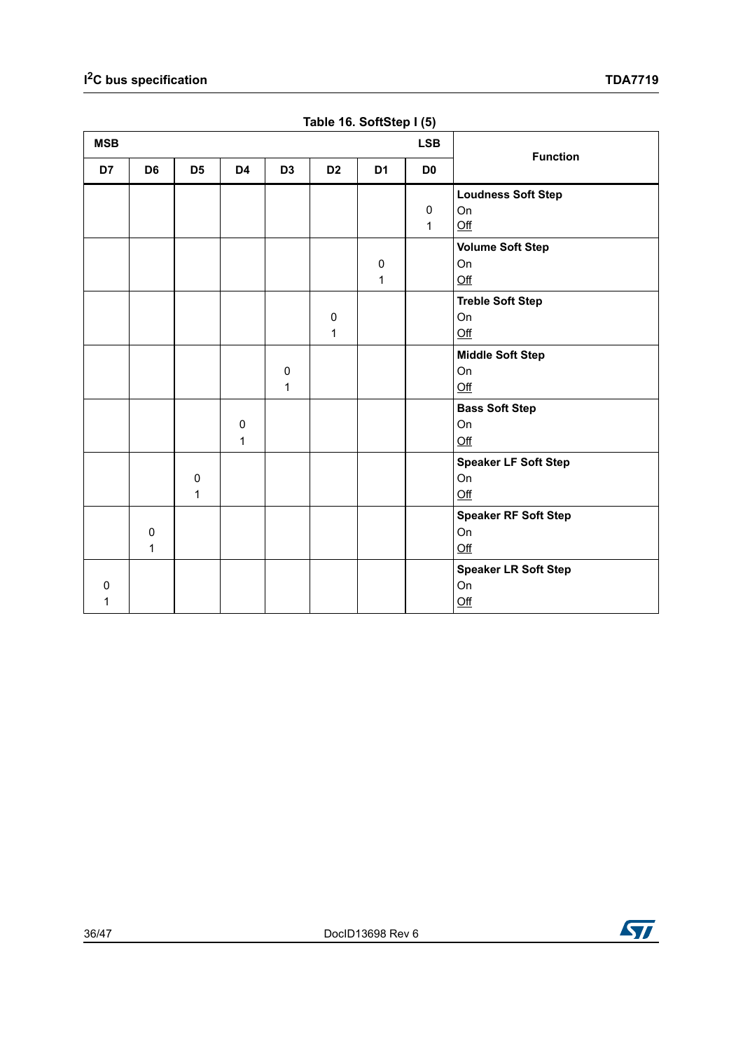Table 16. SoftStep I (5)

| MSB | | | | | | | LSB | Function |
|---|---|---|---|---|---|---|---|---|
| D7 | D6 | D5 | D4 | D3 | D2 | D1 | D0 | |
| | | | | | | | | **Loudness Soft Step** |
| | | | | | | | 0 | On |
| | | | | | | | 1 | Off |
| | | | | | | | | **Volume Soft Step** |
| | | | | | | 0 | | On |
| | | | | | | 1 | | Off |
| | | | | | | | | **Treble Soft Step** |
| | | | | | 0 | | | On |
| | | | | | 1 | | | Off |
| | | | | | | | | **Middle Soft Step** |
| | | | | 0 | | | | On |
| | | | | 1 | | | | Off |
| | | | | | | | | **Bass Soft Step** |
| | | | 0 | | | | | On |
| | | | 1 | | | | | Off |
| | | | | | | | | **Speaker LF Soft Step** |
| | | 0 | | | | | | On |
| | | 1 | | | | | | Off |
| | | | | | | | | **Speaker RF Soft Step** |
| | 0 | | | | | | | On |
| | 1 | | | | | | | Off |
| | | | | | | | | **Speaker LR Soft Step** |
| 0 | | | | | | | | On |
| 1 | | | | | | | | Off |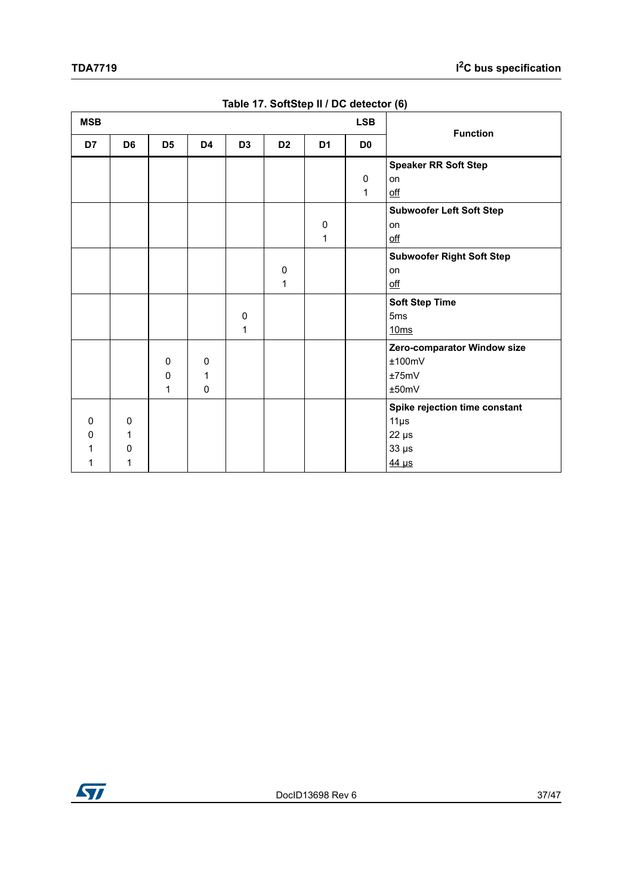Table 17. SoftStep II / DC detector (6)

| MSB | | | | | | | LSB | Function |
|---|---|---|---|---|---|---|---|---|
| D7 | D6 | D5 | D4 | D3 | D2 | D1 | D0 | |
| | | | | | | | | **Speaker RR Soft Step** |
| | | | | | | | 0 | on |
| | | | | | | | 1 | off |
| | | | | | | | | **Subwoofer Left Soft Step** |
| | | | | | | 0 | | on |
| | | | | | | 1 | | off |
| | | | | | | | | **Subwoofer Right Soft Step** |
| | | | | | 0 | | | on |
| | | | | | 1 | | | off |
| | | | | | | | | **Soft Step Time** |
| | | | | 0 | | | | 5ms |
| | | | | 1 | | | | 10ms |
| | | | | | | | | **Zero-comparator Window size** |
| | | 0 | 0 | | | | | ±100mV |
| | | 0 | 1 | | | | | ±75mV |
| | | 1 | 0 | | | | | ±50mV |
| | | | | | | | | **Spike rejection time constant** |
| 0 | 0 | | | | | | | 11µs |
| 0 | 1 | | | | | | | 22 µs |
| 1 | 0 | | | | | | | 33 µs |
| 1 | 1 | | | | | | | 44 µs |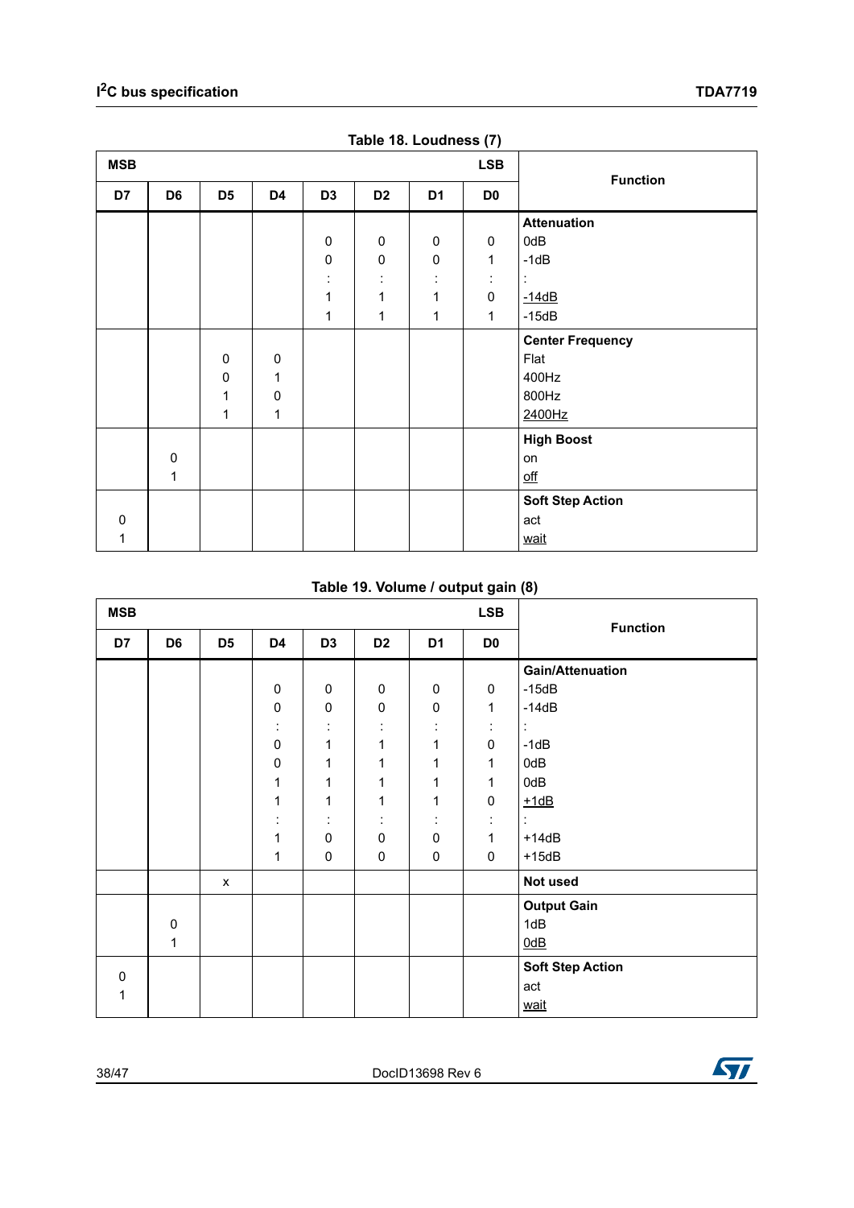**Table 18. Loudness (7)**

| MSB | | | | | | | LSB | Function |
|---|---|---|---|---|---|---|---|---|
| D7 | D6 | D5 | D4 | D3 | D2 | D1 | D0 | |
| | | | | | | | | **Attenuation** |
| | | | | 0 | 0 | 0 | 0 | 0dB |
| | | | | 0 | 0 | 0 | 1 | -1dB |
| | | | | : | : | : | : | : |
| | | | | 1 | 1 | 1 | 0 | -14dB |
| | | | | 1 | 1 | 1 | 1 | -15dB |
| | | | | | | | | **Center Frequency** |
| | | 0 | 0 | | | | | Flat |
| | | 0 | 1 | | | | | 400Hz |
| | | 1 | 0 | | | | | 800Hz |
| | | 1 | 1 | | | | | 2400Hz |
| | | | | | | | | **High Boost** |
| | 0 | | | | | | | on |
| | 1 | | | | | | | off |
| | | | | | | | | **Soft Step Action** |
| 0 | | | | | | | | act |
| 1 | | | | | | | | wait |

**Table 19. Volume / output gain (8)**

| MSB | | | | | | | LSB | Function |
|---|---|---|---|---|---|---|---|---|
| D7 | D6 | D5 | D4 | D3 | D2 | D1 | D0 | |
| | | | | | | | | **Gain/Attenuation** |
| | | | 0 | 0 | 0 | 0 | 0 | -15dB |
| | | | 0 | 0 | 0 | 0 | 1 | -14dB |
| | | | : | : | : | : | : | : |
| | | | 0 | 1 | 1 | 1 | 0 | -1dB |
| | | | 0 | 1 | 1 | 1 | 1 | 0dB |
| | | | 1 | 1 | 1 | 1 | 1 | 0dB |
| | | | 1 | 1 | 1 | 1 | 0 | +1dB |
| | | | : | : | : | : | : | : |
| | | | 1 | 0 | 0 | 0 | 1 | +14dB |
| | | | 1 | 0 | 0 | 0 | 0 | +15dB |
| | | x | | | | | | **Not used** |
| | | | | | | | | **Output Gain** |
| | 0 | | | | | | | 1dB |
| | 1 | | | | | | | 0dB |
| | | | | | | | | **Soft Step Action** |
| 0 | | | | | | | | act |
| 1 | | | | | | | | wait |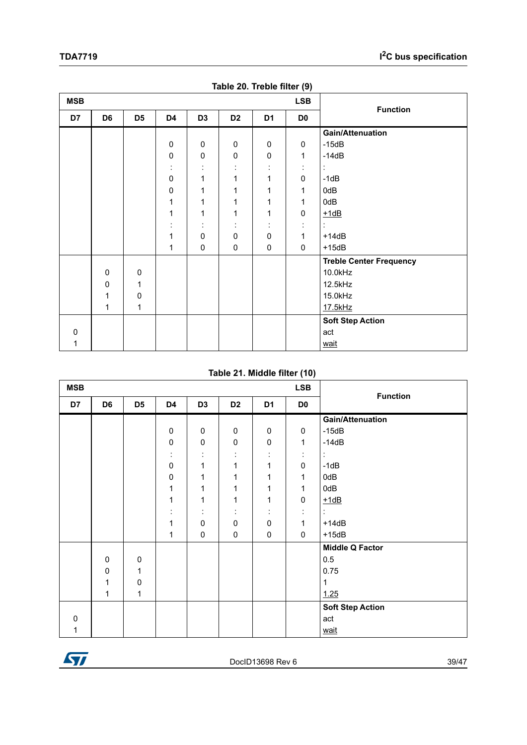**Table 20. Treble filter (9)**

| MSB | | | | | | | LSB | Function |
|---|---|---|---|---|---|---|---|---|
| D7 | D6 | D5 | D4 | D3 | D2 | D1 | D0 | |
| | | | | | | | | **Gain/Attenuation** |
| | | | 0 | 0 | 0 | 0 | 0 | -15dB |
| | | | 0 | 0 | 0 | 0 | 1 | -14dB |
| | | | : | : | : | : | : | : |
| | | | 0 | 1 | 1 | 1 | 0 | -1dB |
| | | | 0 | 1 | 1 | 1 | 1 | 0dB |
| | | | 1 | 1 | 1 | 1 | 1 | 0dB |
| | | | 1 | 1 | 1 | 1 | 0 | +1dB |
| | | | : | : | : | : | : | : |
| | | | 1 | 0 | 0 | 0 | 1 | +14dB |
| | | | 1 | 0 | 0 | 0 | 0 | +15dB |
| | | | | | | | | **Treble Center Frequency** |
| | 0 | 0 | | | | | | 10.0kHz |
| | 0 | 1 | | | | | | 12.5kHz |
| | 1 | 0 | | | | | | 15.0kHz |
| | 1 | 1 | | | | | | 17.5kHz |
| | | | | | | | | **Soft Step Action** |
| 0 | | | | | | | | act |
| 1 | | | | | | | | wait |

**Table 21. Middle filter (10)**

| MSB | | | | | | | LSB | Function |
|---|---|---|---|---|---|---|---|---|
| D7 | D6 | D5 | D4 | D3 | D2 | D1 | D0 | |
| | | | | | | | | **Gain/Attenuation** |
| | | | 0 | 0 | 0 | 0 | 0 | -15dB |
| | | | 0 | 0 | 0 | 0 | 1 | -14dB |
| | | | : | : | : | : | : | : |
| | | | 0 | 1 | 1 | 1 | 0 | -1dB |
| | | | 0 | 1 | 1 | 1 | 1 | 0dB |
| | | | 1 | 1 | 1 | 1 | 1 | 0dB |
| | | | 1 | 1 | 1 | 1 | 0 | +1dB |
| | | | : | : | : | : | : | : |
| | | | 1 | 0 | 0 | 0 | 1 | +14dB |
| | | | 1 | 0 | 0 | 0 | 0 | +15dB |
| | | | | | | | | **Middle Q Factor** |
| | 0 | 0 | | | | | | 0.5 |
| | 0 | 1 | | | | | | 0.75 |
| | 1 | 0 | | | | | | 1 |
| | 1 | 1 | | | | | | 1.25 |
| | | | | | | | | **Soft Step Action** |
| 0 | | | | | | | | act |
| 1 | | | | | | | | wait |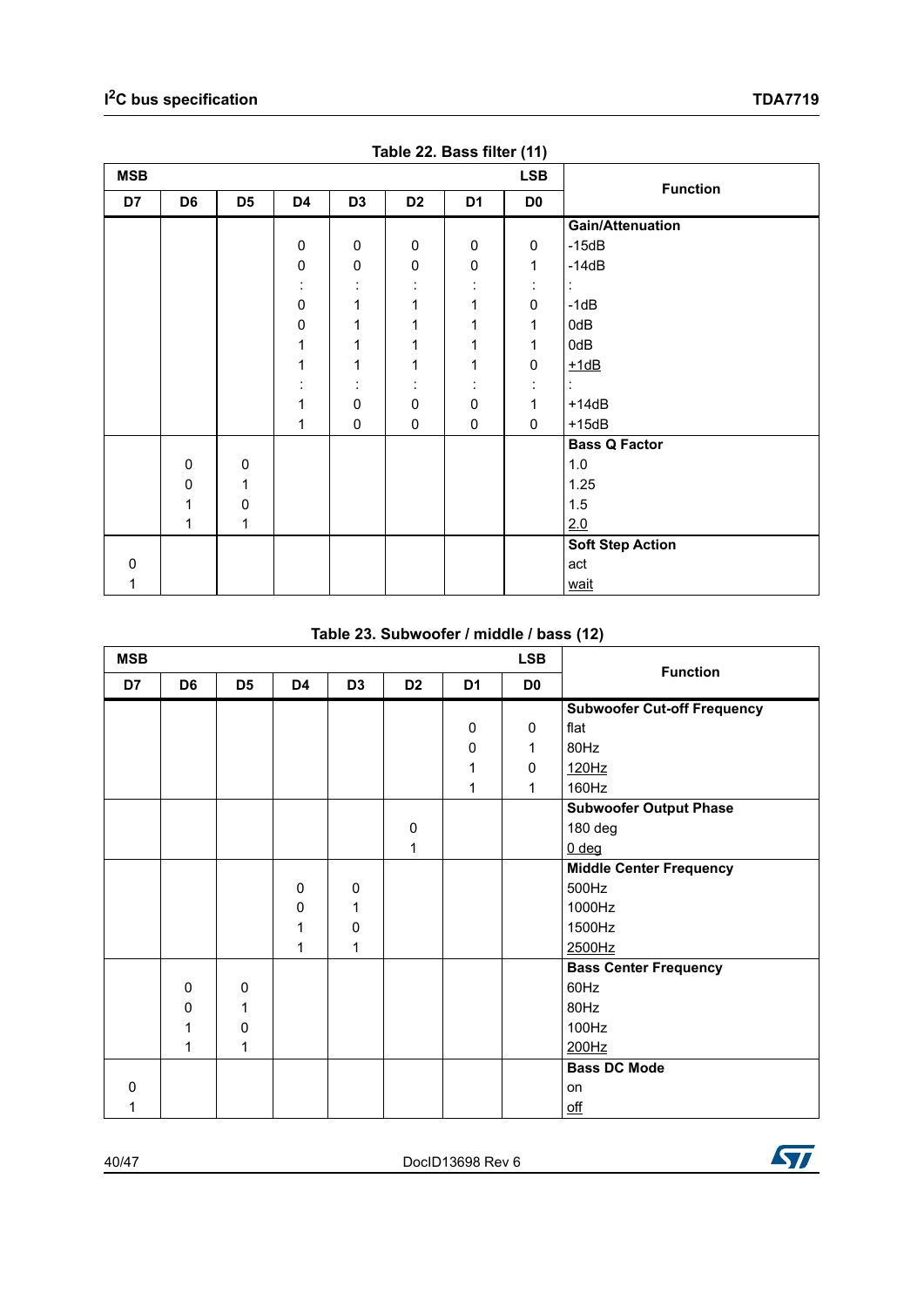**Table 22. Bass filter (11)**

| MSB | | | | | | | LSB | Function |
|---|---|---|---|---|---|---|---|---|
| D7 | D6 | D5 | D4 | D3 | D2 | D1 | D0 | |
| | | | | | | | | **Gain/Attenuation** |
| | | | 0 | 0 | 0 | 0 | 0 | -15dB |
| | | | 0 | 0 | 0 | 0 | 1 | -14dB |
| | | | : | : | : | : | : | : |
| | | | 0 | 1 | 1 | 1 | 0 | -1dB |
| | | | 0 | 1 | 1 | 1 | 1 | 0dB |
| | | | 1 | 1 | 1 | 1 | 1 | 0dB |
| | | | 1 | 1 | 1 | 1 | 0 | +1dB |
| | | | : | : | : | : | : | : |
| | | | 1 | 0 | 0 | 0 | 1 | +14dB |
| | | | 1 | 0 | 0 | 0 | 0 | +15dB |
| | | | | | | | | **Bass Q Factor** |
| | 0 | 0 | | | | | | 1.0 |
| | 0 | 1 | | | | | | 1.25 |
| | 1 | 0 | | | | | | 1.5 |
| | 1 | 1 | | | | | | 2.0 |
| | | | | | | | | **Soft Step Action** |
| 0 | | | | | | | | act |
| 1 | | | | | | | | wait |

**Table 23. Subwoofer / middle / bass (12)**

| MSB | | | | | | | LSB | Function |
|---|---|---|---|---|---|---|---|---|
| D7 | D6 | D5 | D4 | D3 | D2 | D1 | D0 | |
| | | | | | | | | **Subwoofer Cut-off Frequency** |
| | | | | | | 0 | 0 | flat |
| | | | | | | 0 | 1 | 80Hz |
| | | | | | | 1 | 0 | 120Hz |
| | | | | | | 1 | 1 | 160Hz |
| | | | | | | | | **Subwoofer Output Phase** |
| | | | | | 0 | | | 180 deg |
| | | | | | 1 | | | 0 deg |
| | | | | | | | | **Middle Center Frequency** |
| | | | 0 | 0 | | | | 500Hz |
| | | | 0 | 1 | | | | 1000Hz |
| | | | 1 | 0 | | | | 1500Hz |
| | | | 1 | 1 | | | | 2500Hz |
| | | | | | | | | **Bass Center Frequency** |
| | 0 | 0 | | | | | | 60Hz |
| | 0 | 1 | | | | | | 80Hz |
| | 1 | 0 | | | | | | 100Hz |
| | 1 | 1 | | | | | | 200Hz |
| | | | | | | | | **Bass DC Mode** |
| 0 | | | | | | | | on |
| 1 | | | | | | | | off |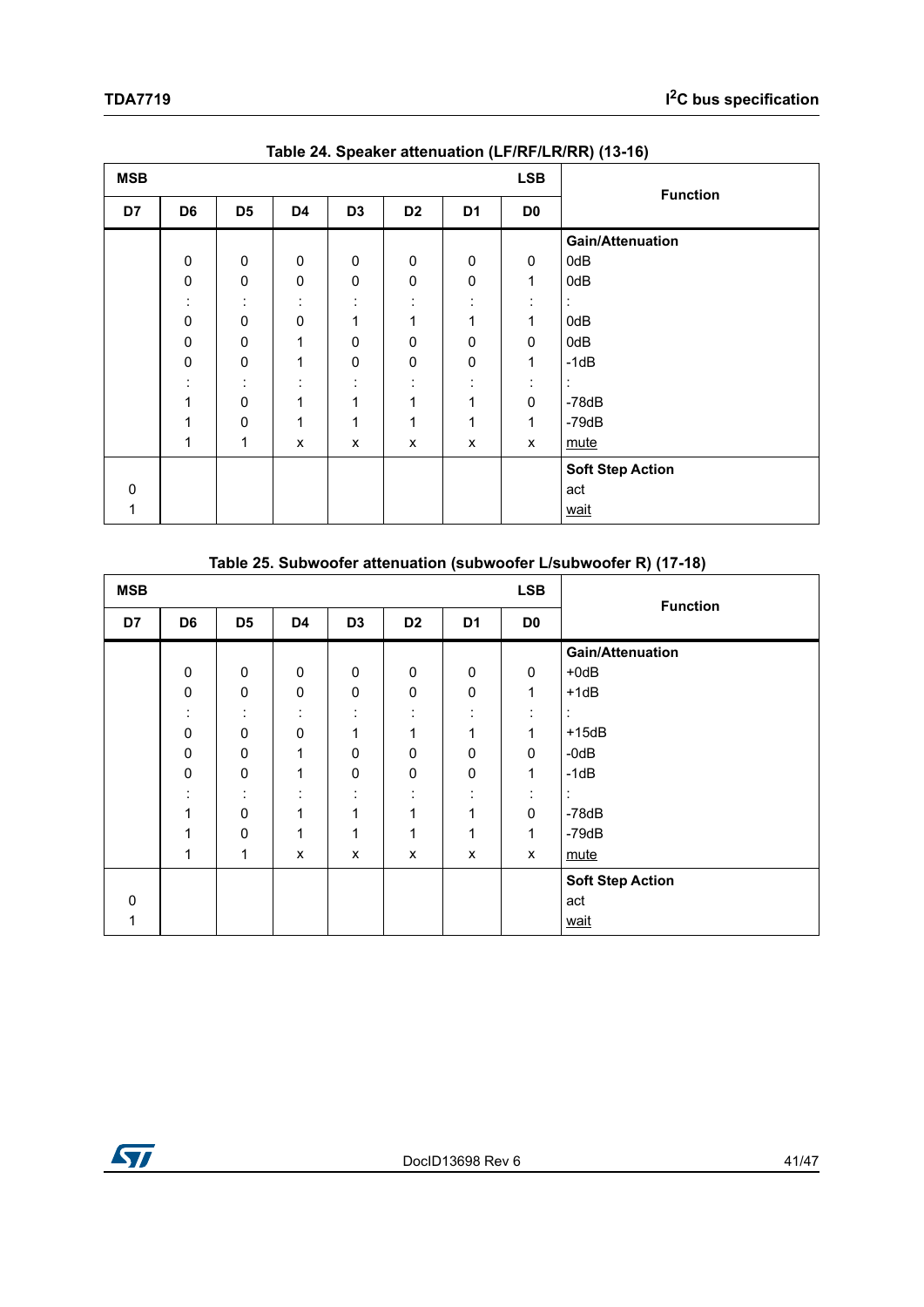Table 24. Speaker attenuation (LF/RF/LR/RR) (13-16)

| MSB | | | | | | | LSB | Function |
|---|---|---|---|---|---|---|---|---|
| D7 | D6 | D5 | D4 | D3 | D2 | D1 | D0 | |
| | | | | | | | | **Gain/Attenuation** |
| | 0 | 0 | 0 | 0 | 0 | 0 | 0 | 0dB |
| | 0 | 0 | 0 | 0 | 0 | 0 | 1 | 0dB |
| | : | : | : | : | : | : | : | : |
| | 0 | 0 | 0 | 1 | 1 | 1 | 1 | 0dB |
| | 0 | 0 | 1 | 0 | 0 | 0 | 0 | 0dB |
| | 0 | 0 | 1 | 0 | 0 | 0 | 1 | -1dB |
| | : | : | : | : | : | : | : | : |
| | 1 | 0 | 1 | 1 | 1 | 1 | 0 | -78dB |
| | 1 | 0 | 1 | 1 | 1 | 1 | 1 | -79dB |
| | 1 | 1 | x | x | x | x | x | mute |
| | | | | | | | | **Soft Step Action** |
| 0 | | | | | | | | act |
| 1 | | | | | | | | wait |

Table 25. Subwoofer attenuation (subwoofer L/subwoofer R) (17-18)

| MSB | | | | | | | LSB | Function |
|---|---|---|---|---|---|---|---|---|
| D7 | D6 | D5 | D4 | D3 | D2 | D1 | D0 | |
| | | | | | | | | **Gain/Attenuation** |
| | 0 | 0 | 0 | 0 | 0 | 0 | 0 | +0dB |
| | 0 | 0 | 0 | 0 | 0 | 0 | 1 | +1dB |
| | : | : | : | : | : | : | : | : |
| | 0 | 0 | 0 | 1 | 1 | 1 | 1 | +15dB |
| | 0 | 0 | 1 | 0 | 0 | 0 | 0 | -0dB |
| | 0 | 0 | 1 | 0 | 0 | 0 | 1 | -1dB |
| | : | : | : | : | : | : | : | : |
| | 1 | 0 | 1 | 1 | 1 | 1 | 0 | -78dB |
| | 1 | 0 | 1 | 1 | 1 | 1 | 1 | -79dB |
| | 1 | 1 | x | x | x | x | x | mute |
| | | | | | | | | **Soft Step Action** |
| 0 | | | | | | | | act |
| 1 | | | | | | | | wait |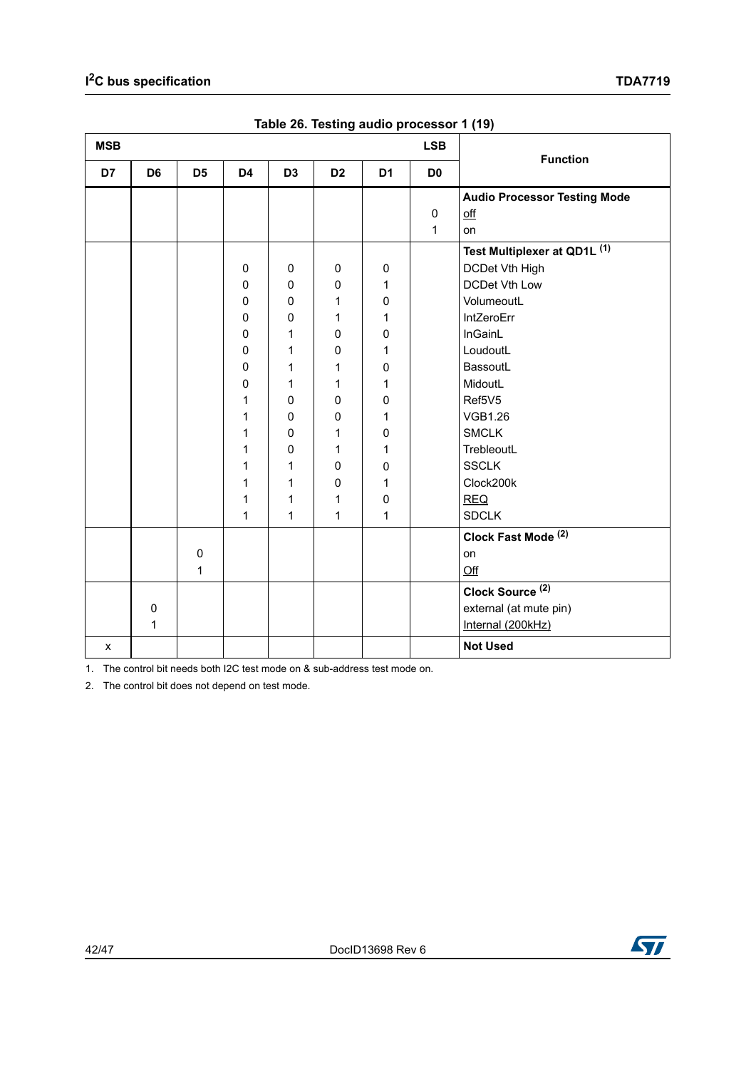**Table 26. Testing audio processor 1 (19)**

| MSB | | | | | | | LSB | Function |
|---|---|---|---|---|---|---|---|---|
| D7 | D6 | D5 | D4 | D3 | D2 | D1 | D0 | |
| | | | | | | | | **Audio Processor Testing Mode** |
| | | | | | | | 0 | off |
| | | | | | | | 1 | on |
| | | | | | | | | **Test Multiplexer at QD1L (1)** |
| | | | 0 | 0 | 0 | 0 | | DCDet Vth High |
| | | | 0 | 0 | 0 | 1 | | DCDet Vth Low |
| | | | 0 | 0 | 1 | 0 | | VolumeoutL |
| | | | 0 | 0 | 1 | 1 | | IntZeroErr |
| | | | 0 | 1 | 0 | 0 | | InGainL |
| | | | 0 | 1 | 0 | 1 | | LoudoutL |
| | | | 0 | 1 | 1 | 0 | | BassoutL |
| | | | 0 | 1 | 1 | 1 | | MidoutL |
| | | | 1 | 0 | 0 | 0 | | Ref5V5 |
| | | | 1 | 0 | 0 | 1 | | VGB1.26 |
| | | | 1 | 0 | 1 | 0 | | SMCLK |
| | | | 1 | 0 | 1 | 1 | | TrebleoutL |
| | | | 1 | 1 | 0 | 0 | | SSCLK |
| | | | 1 | 1 | 0 | 1 | | Clock200k |
| | | | 1 | 1 | 1 | 0 | | REQ |
| | | | 1 | 1 | 1 | 1 | | SDCLK |
| | | | | | | | | **Clock Fast Mode (2)** |
| | | 0 | | | | | | on |
| | | 1 | | | | | | Off |
| | | | | | | | | **Clock Source (2)** |
| | 0 | | | | | | | external (at mute pin) |
| | 1 | | | | | | | Internal (200kHz) |
| x | | | | | | | | **Not Used** |

1. The control bit needs both I2C test mode on & sub-address test mode on.
2. The control bit does not depend on test mode.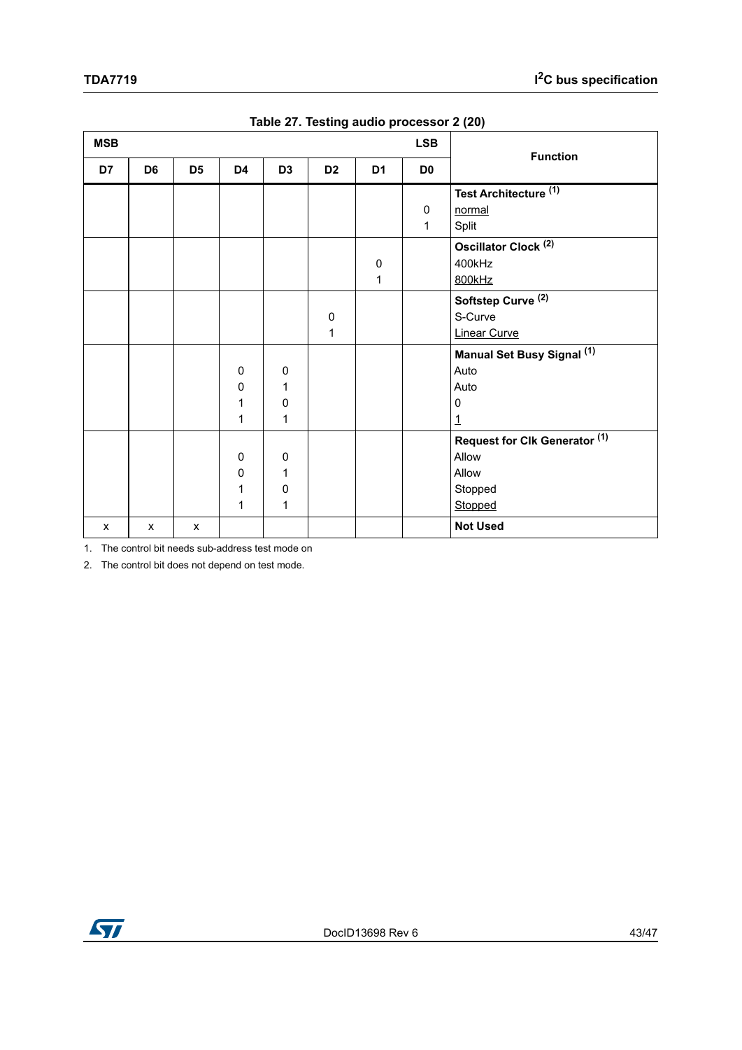Table 27. Testing audio processor 2 (20)

| MSB | | | | | | | LSB | Function |
|---|---|---|---|---|---|---|---|---|
| D7 | D6 | D5 | D4 | D3 | D2 | D1 | D0 | |
| | | | | | | | | **Test Architecture** (1) |
| | | | | | | | 0 | normal |
| | | | | | | | 1 | Split |
| | | | | | | | | **Oscillator Clock** (2) |
| | | | | | | 0 | | 400kHz |
| | | | | | | 1 | | 800kHz |
| | | | | | | | | **Softstep Curve** (2) |
| | | | | | 0 | | | S-Curve |
| | | | | | 1 | | | Linear Curve |
| | | | | | | | | **Manual Set Busy Signal** (1) |
| | | | 0 | 0 | | | | Auto |
| | | | 0 | 1 | | | | Auto |
| | | | 1 | 0 | | | | 0 |
| | | | 1 | 1 | | | | 1 |
| | | | | | | | | **Request for Clk Generator** (1) |
| | | | 0 | 0 | | | | Allow |
| | | | 0 | 1 | | | | Allow |
| | | | 1 | 0 | | | | Stopped |
| | | | 1 | 1 | | | | Stopped |
| x | x | x | | | | | | **Not Used** |

1. The control bit needs sub-address test mode on
2. The control bit does not depend on test mode.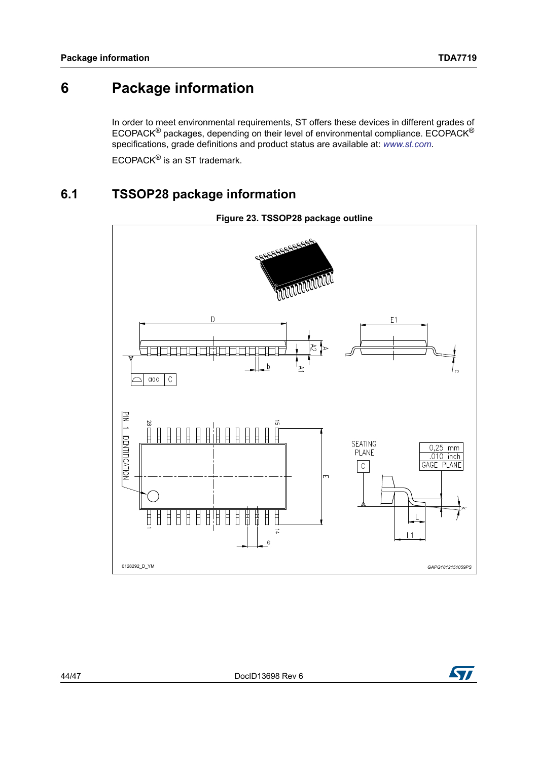# 6 Package information

In order to meet environmental requirements, ST offers these devices in different grades of ECOPACK® packages, depending on their level of environmental compliance. ECOPACK® specifications, grade definitions and product status are available at: *www.st.com*.

ECOPACK® is an ST trademark.

## 6.1 TSSOP28 package information

**Figure 23. TSSOP28 package outline**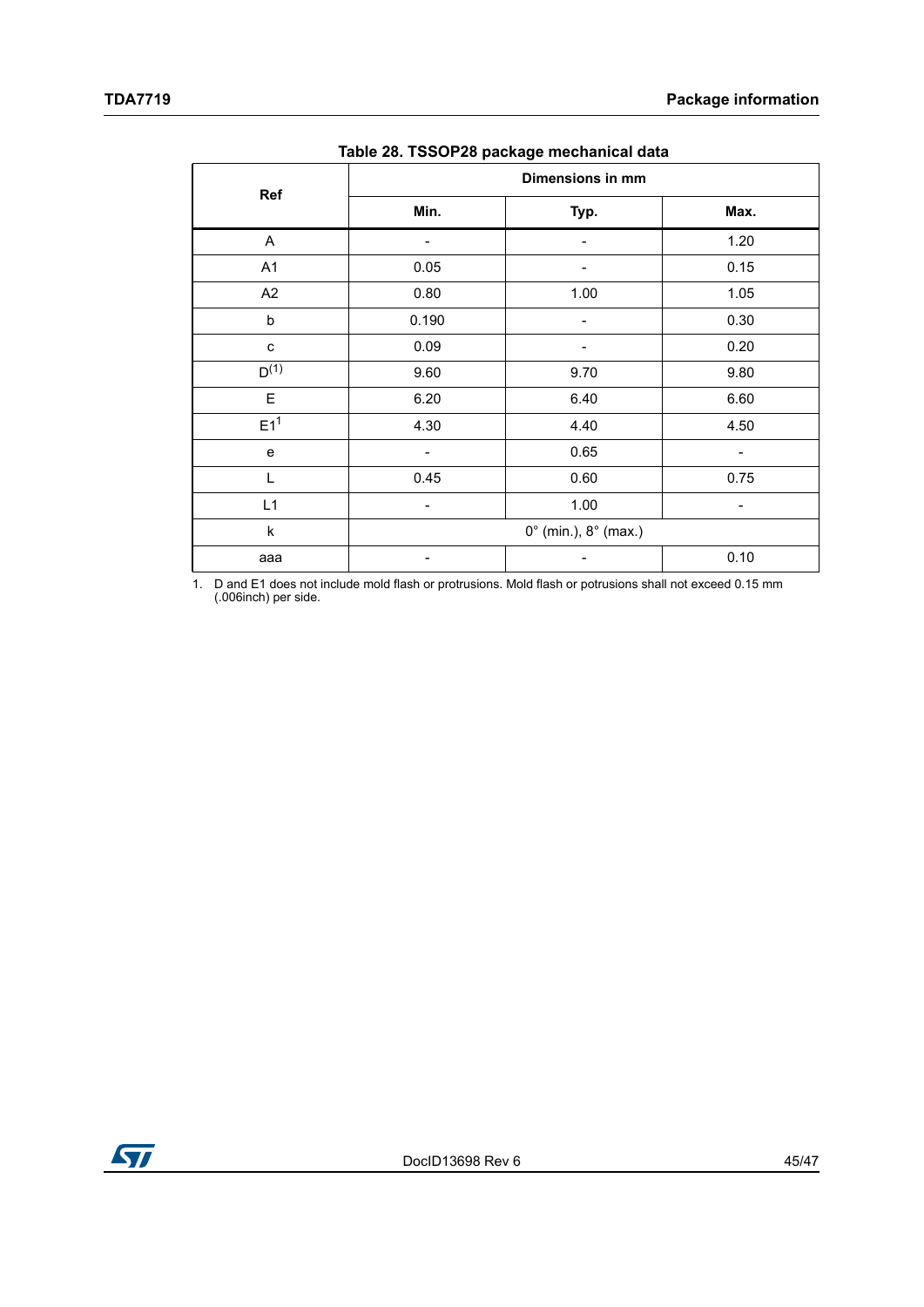Table 28. TSSOP28 package mechanical data

| Ref | Dimensions in mm | | |
|---|---|---|---|
| | Min. | Typ. | Max. |
| A | - | - | 1.20 |
| A1 | 0.05 | - | 0.15 |
| A2 | 0.80 | 1.00 | 1.05 |
| b | 0.190 | - | 0.30 |
| c | 0.09 | - | 0.20 |
| D(1) | 9.60 | 9.70 | 9.80 |
| E | 6.20 | 6.40 | 6.60 |
| E1[1] | 4.30 | 4.40 | 4.50 |
| e | - | 0.65 | - |
| L | 0.45 | 0.60 | 0.75 |
| L1 | - | 1.00 | - |
| k | 0° (min.), 8° (max.) | | |
| aaa | - | - | 0.10 |

1. D and E1 does not include mold flash or protrusions. Mold flash or potrusions shall not exceed 0.15 mm (.006inch) per side.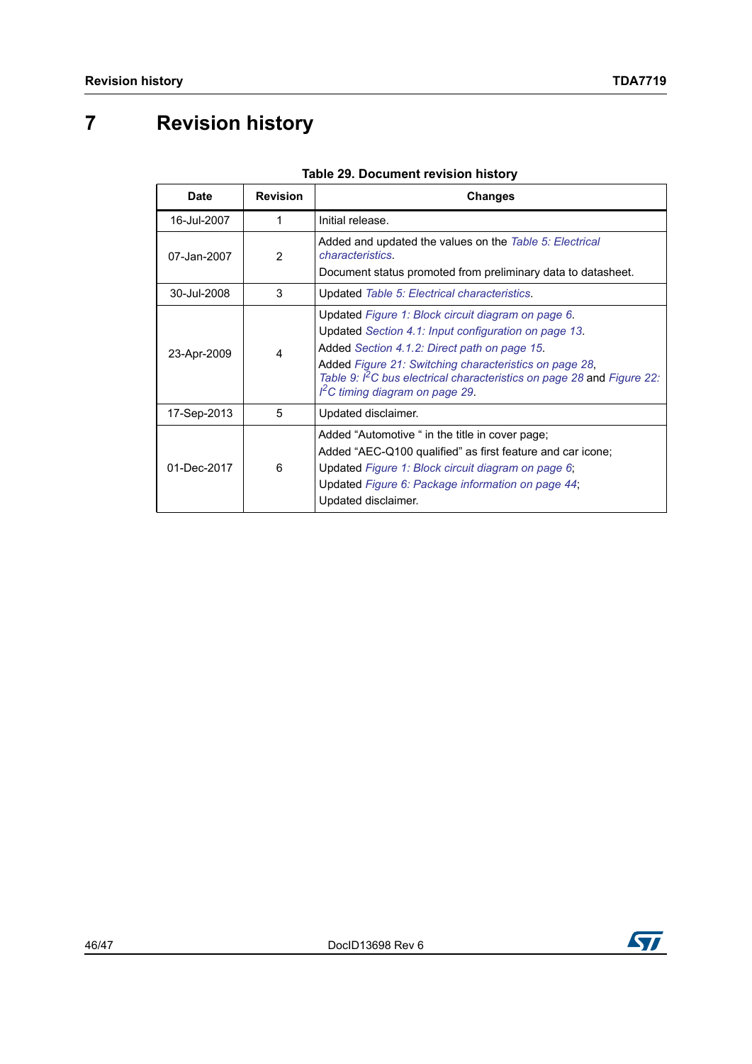# 7 Revision history

**Table 29. Document revision history**

| Date | Revision | Changes |
|---|---|---|
| 16-Jul-2007 | 1 | Initial release. |
| 07-Jan-2007 | 2 | Added and updated the values on the *Table 5: Electrical characteristics*.<br>Document status promoted from preliminary data to datasheet. |
| 30-Jul-2008 | 3 | Updated *Table 5: Electrical characteristics*. |
| 23-Apr-2009 | 4 | Updated *Figure 1: Block circuit diagram on page 6*.<br>Updated *Section 4.1: Input configuration on page 13*.<br>Added *Section 4.1.2: Direct path on page 15*.<br>Added *Figure 21: Switching characteristics on page 28*, *Table 9: $I^2C$ bus electrical characteristics on page 28* and *Figure 22: $I^2C$ timing diagram on page 29*. |
| 17-Sep-2013 | 5 | Updated disclaimer. |
| 01-Dec-2017 | 6 | Added “Automotive “ in the title in cover page;<br>Added “AEC-Q100 qualified” as first feature and car icone;<br>Updated *Figure 1: Block circuit diagram on page 6*;<br>Updated *Figure 6: Package information on page 44*;<br>Updated disclaimer. |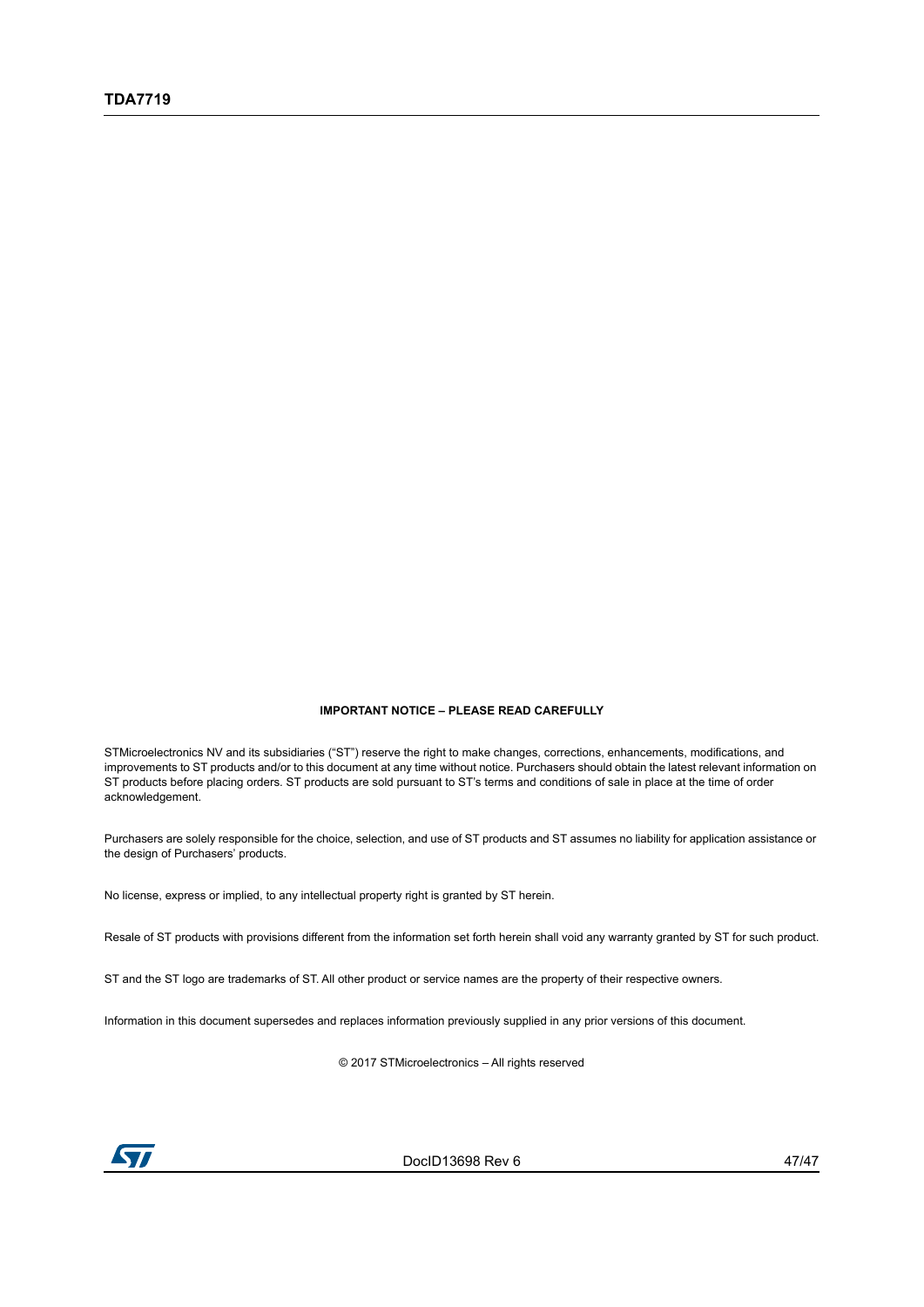**IMPORTANT NOTICE – PLEASE READ CAREFULLY**

STMicroelectronics NV and its subsidiaries ("ST") reserve the right to make changes, corrections, enhancements, modifications, and improvements to ST products and/or to this document at any time without notice. Purchasers should obtain the latest relevant information on ST products before placing orders. ST products are sold pursuant to ST's terms and conditions of sale in place at the time of order acknowledgement.

Purchasers are solely responsible for the choice, selection, and use of ST products and ST assumes no liability for application assistance or the design of Purchasers' products.

No license, express or implied, to any intellectual property right is granted by ST herein.

Resale of ST products with provisions different from the information set forth herein shall void any warranty granted by ST for such product.

ST and the ST logo are trademarks of ST. All other product or service names are the property of their respective owners.

Information in this document supersedes and replaces information previously supplied in any prior versions of this document.

© 2017 STMicroelectronics – All rights reserved